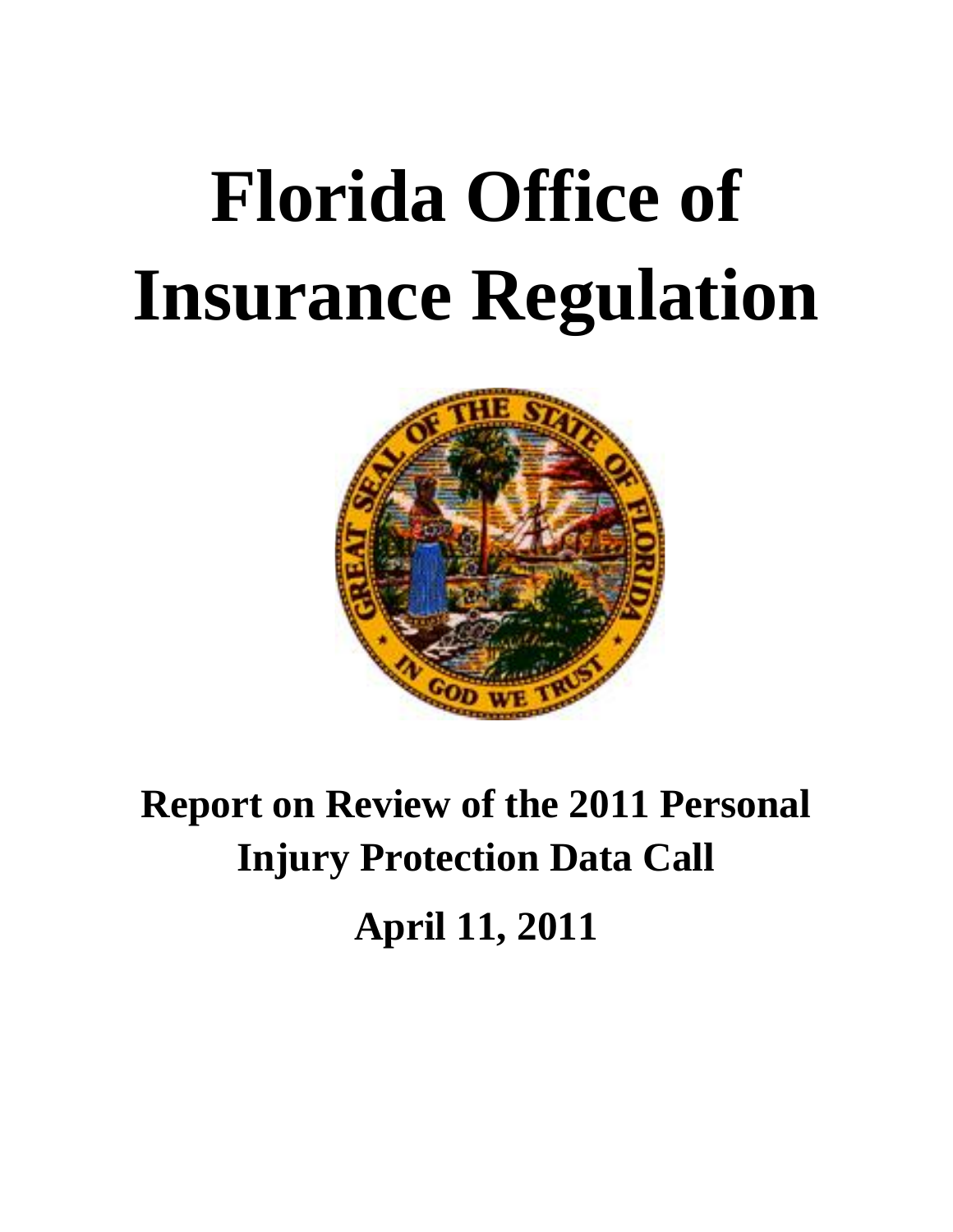# Florida Office of Insurance Regulation

## Report on Review of the 2011 Personal Injury Protection Data Call

## April 11, 2011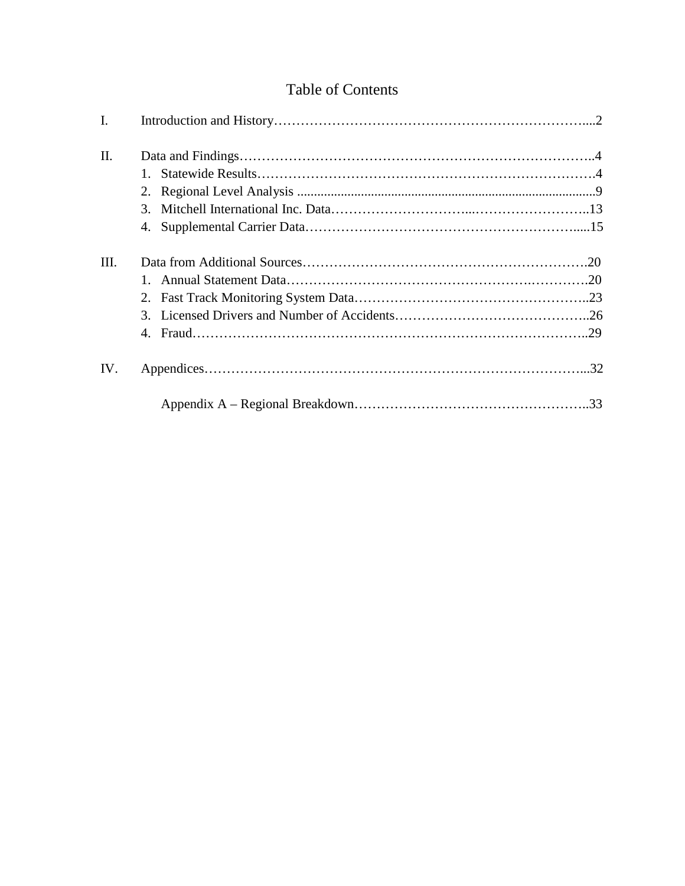# Table of Contents

I. Introduction and History……………………………………………………………….....2

II. Data and Findings……………………………………………………………………..4
   1. Statewide Results……………………………………………………………………4
   2. Regional Level Analysis ..........................................................................................9
   3. Mitchell International Inc. Data…………………………...……………………..13
   4. Supplemental Carrier Data……………………………………………………......15

III. Data from Additional Sources……………………………………………………….20
   1. Annual Statement Data………………………………………………….………….20
   2. Fast Track Monitoring System Data……………………………………………..23
   3. Licensed Drivers and Number of Accidents……………………………………..26
   4. Fraud……………………………………………………………………………..29

IV. Appendices…………………………………………………………………………...32

   Appendix A – Regional Breakdown……………………………………………..33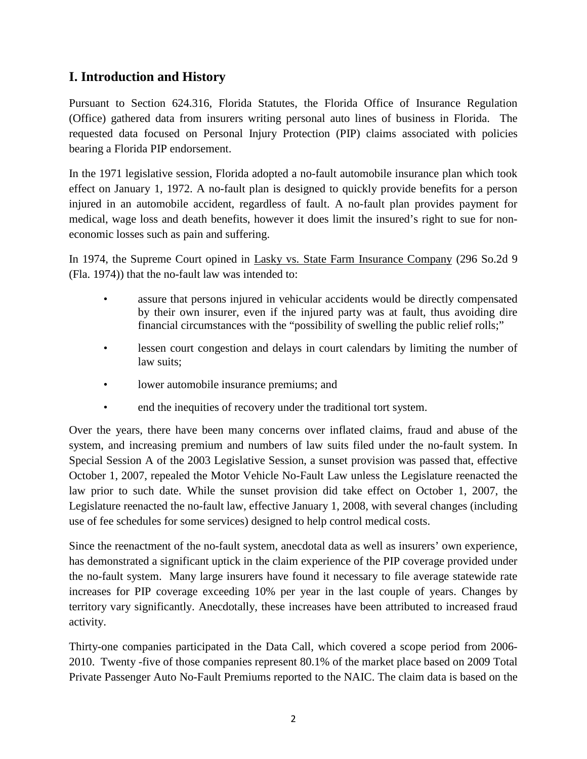## I. Introduction and History

Pursuant to Section 624.316, Florida Statutes, the Florida Office of Insurance Regulation (Office) gathered data from insurers writing personal auto lines of business in Florida. The requested data focused on Personal Injury Protection (PIP) claims associated with policies bearing a Florida PIP endorsement.

In the 1971 legislative session, Florida adopted a no-fault automobile insurance plan which took effect on January 1, 1972. A no-fault plan is designed to quickly provide benefits for a person injured in an automobile accident, regardless of fault. A no-fault plan provides payment for medical, wage loss and death benefits, however it does limit the insured's right to sue for non-economic losses such as pain and suffering.

In 1974, the Supreme Court opined in Lasky vs. State Farm Insurance Company (296 So.2d 9 (Fla. 1974)) that the no-fault law was intended to:

- assure that persons injured in vehicular accidents would be directly compensated by their own insurer, even if the injured party was at fault, thus avoiding dire financial circumstances with the "possibility of swelling the public relief rolls;"
- lessen court congestion and delays in court calendars by limiting the number of law suits;
- lower automobile insurance premiums; and
- end the inequities of recovery under the traditional tort system.

Over the years, there have been many concerns over inflated claims, fraud and abuse of the system, and increasing premium and numbers of law suits filed under the no-fault system. In Special Session A of the 2003 Legislative Session, a sunset provision was passed that, effective October 1, 2007, repealed the Motor Vehicle No-Fault Law unless the Legislature reenacted the law prior to such date. While the sunset provision did take effect on October 1, 2007, the Legislature reenacted the no-fault law, effective January 1, 2008, with several changes (including use of fee schedules for some services) designed to help control medical costs.

Since the reenactment of the no-fault system, anecdotal data as well as insurers' own experience, has demonstrated a significant uptick in the claim experience of the PIP coverage provided under the no-fault system. Many large insurers have found it necessary to file average statewide rate increases for PIP coverage exceeding 10% per year in the last couple of years. Changes by territory vary significantly. Anecdotally, these increases have been attributed to increased fraud activity.

Thirty-one companies participated in the Data Call, which covered a scope period from 2006-2010. Twenty -five of those companies represent 80.1% of the market place based on 2009 Total Private Passenger Auto No-Fault Premiums reported to the NAIC. The claim data is based on the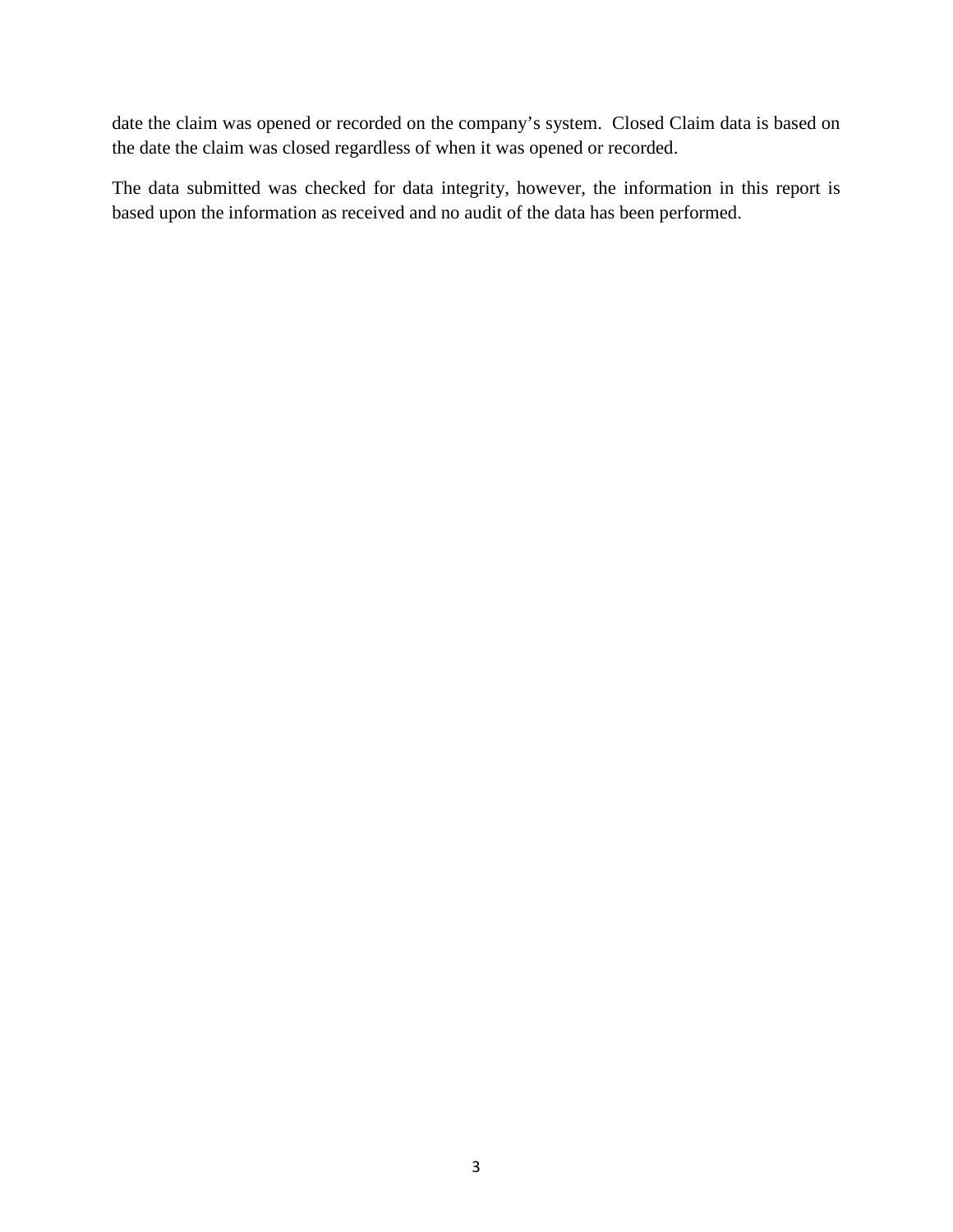date the claim was opened or recorded on the company's system. Closed Claim data is based on the date the claim was closed regardless of when it was opened or recorded.

The data submitted was checked for data integrity, however, the information in this report is based upon the information as received and no audit of the data has been performed.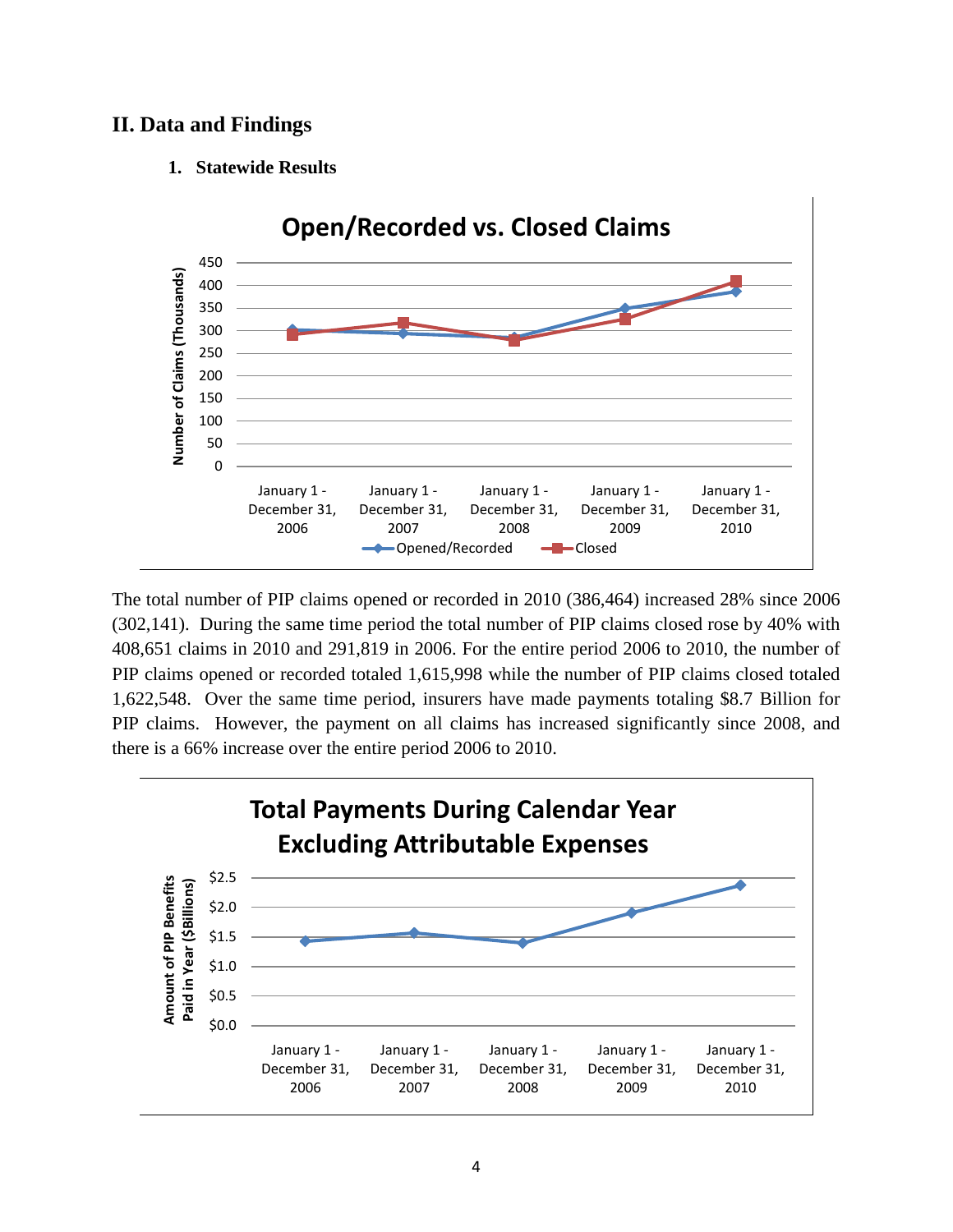## II. Data and Findings

### 1. Statewide Results

The total number of PIP claims opened or recorded in 2010 (386,464) increased 28% since 2006 (302,141). During the same time period the total number of PIP claims closed rose by 40% with 408,651 claims in 2010 and 291,819 in 2006. For the entire period 2006 to 2010, the number of PIP claims opened or recorded totaled 1,615,998 while the number of PIP claims closed totaled 1,622,548. Over the same time period, insurers have made payments totaling $8.7 Billion for PIP claims. However, the payment on all claims has increased significantly since 2008, and there is a 66% increase over the entire period 2006 to 2010.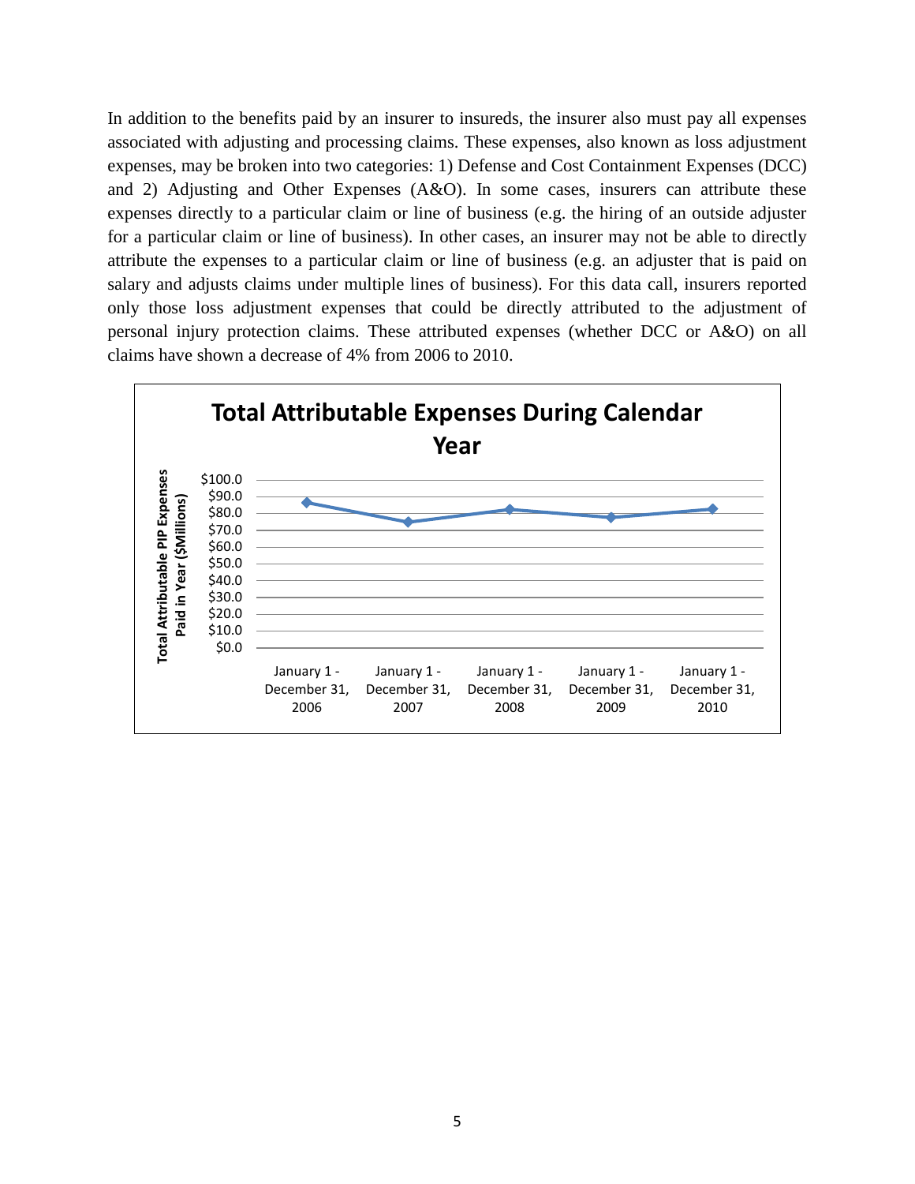In addition to the benefits paid by an insurer to insureds, the insurer also must pay all expenses associated with adjusting and processing claims. These expenses, also known as loss adjustment expenses, may be broken into two categories: 1) Defense and Cost Containment Expenses (DCC) and 2) Adjusting and Other Expenses (A&O). In some cases, insurers can attribute these expenses directly to a particular claim or line of business (e.g. the hiring of an outside adjuster for a particular claim or line of business). In other cases, an insurer may not be able to directly attribute the expenses to a particular claim or line of business (e.g. an adjuster that is paid on salary and adjusts claims under multiple lines of business). For this data call, insurers reported only those loss adjustment expenses that could be directly attributed to the adjustment of personal injury protection claims. These attributed expenses (whether DCC or A&O) on all claims have shown a decrease of 4% from 2006 to 2010.

**Total Attributable Expenses During Calendar Year**

Total Attributable PIP Expenses Paid in Year ($Millions)

$100.0
$90.0
$80.0
$70.0
$60.0
$50.0
$40.0
$30.0
$20.0
$10.0
$0.0

January 1 - December 31, 2006 | January 1 - December 31, 2007 | January 1 - December 31, 2008 | January 1 - December 31, 2009 | January 1 - December 31, 2010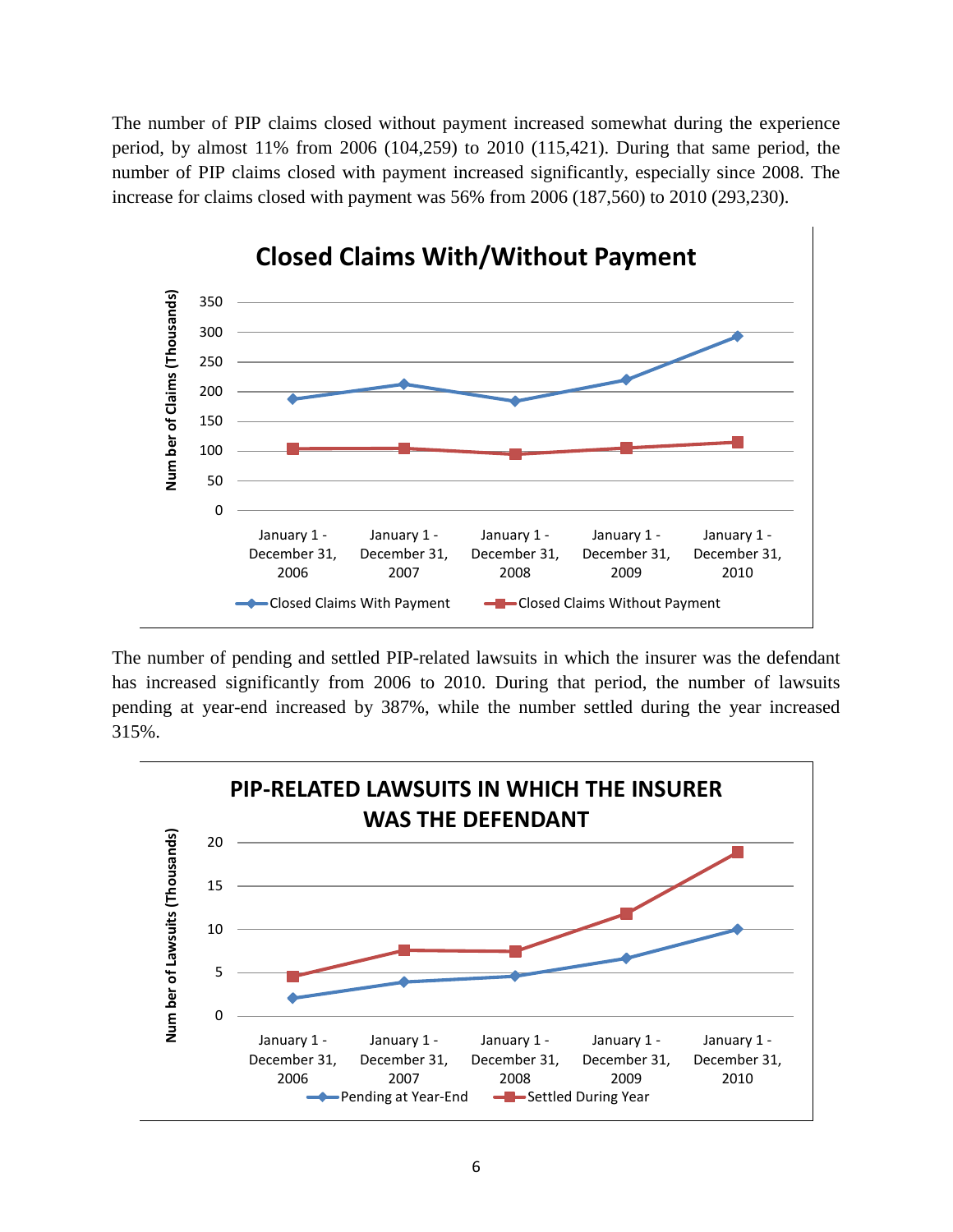The number of PIP claims closed without payment increased somewhat during the experience period, by almost 11% from 2006 (104,259) to 2010 (115,421). During that same period, the number of PIP claims closed with payment increased significantly, especially since 2008. The increase for claims closed with payment was 56% from 2006 (187,560) to 2010 (293,230).

**Closed Claims With/Without Payment**

The number of pending and settled PIP-related lawsuits in which the insurer was the defendant has increased significantly from 2006 to 2010. During that period, the number of lawsuits pending at year-end increased by 387%, while the number settled during the year increased 315%.

**PIP-RELATED LAWSUITS IN WHICH THE INSURER WAS THE DEFENDANT**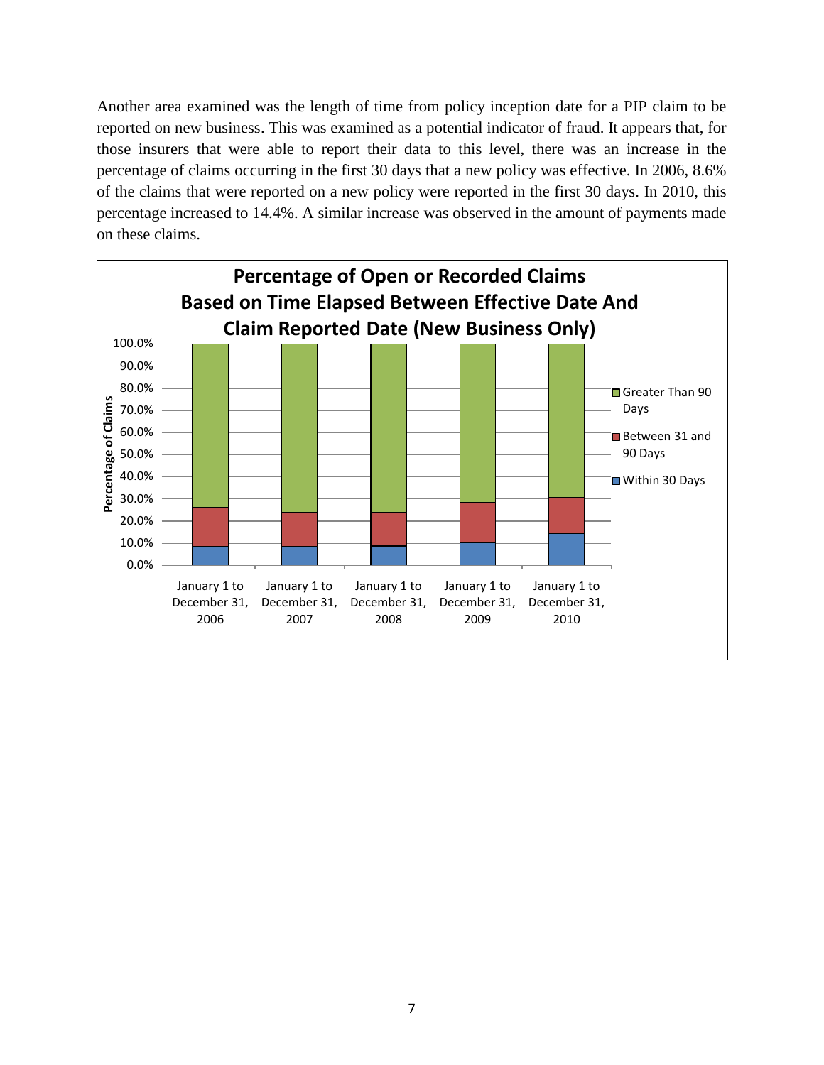Another area examined was the length of time from policy inception date for a PIP claim to be reported on new business. This was examined as a potential indicator of fraud. It appears that, for those insurers that were able to report their data to this level, there was an increase in the percentage of claims occurring in the first 30 days that a new policy was effective. In 2006, 8.6% of the claims that were reported on a new policy were reported in the first 30 days. In 2010, this percentage increased to 14.4%. A similar increase was observed in the amount of payments made on these claims.

**Percentage of Open or Recorded Claims Based on Time Elapsed Between Effective Date And Claim Reported Date (New Business Only)**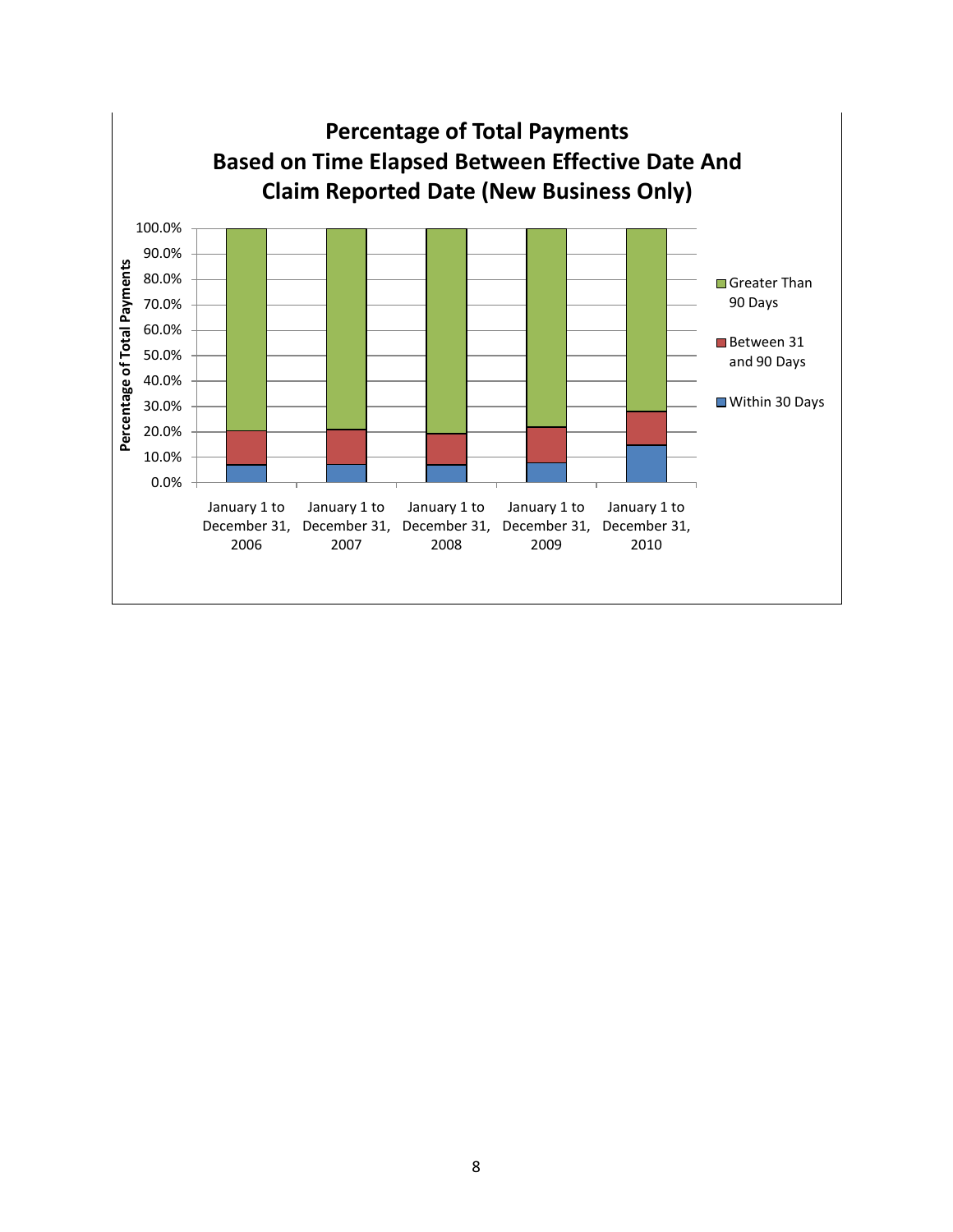**Percentage of Total Payments
Based on Time Elapsed Between Effective Date And
Claim Reported Date (New Business Only)**

Percentage of Total Payments

100.0%
90.0%
80.0%
70.0%
60.0%
50.0%
40.0%
30.0%
20.0%
10.0%
0.0%

January 1 to December 31, 2006 | January 1 to December 31, 2007 | January 1 to December 31, 2008 | January 1 to December 31, 2009 | January 1 to December 31, 2010

Greater Than 90 Days
Between 31 and 90 Days
Within 30 Days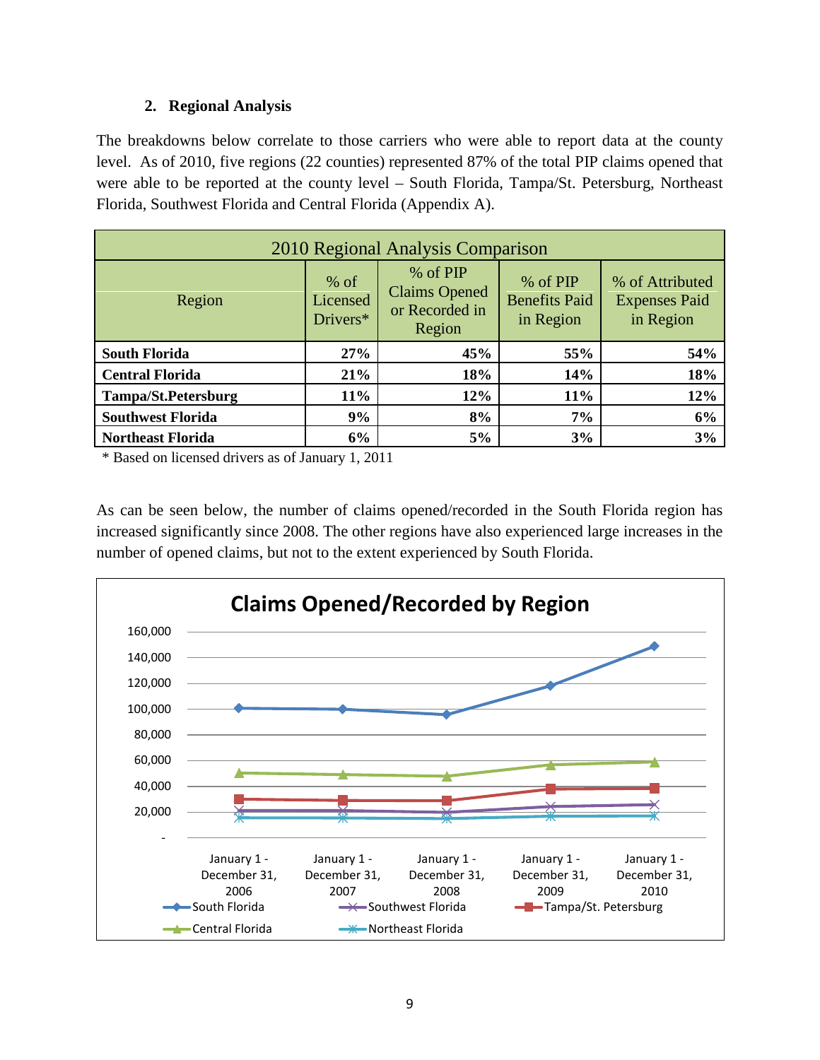## 2. Regional Analysis

The breakdowns below correlate to those carriers who were able to report data at the county level. As of 2010, five regions (22 counties) represented 87% of the total PIP claims opened that were able to be reported at the county level – South Florida, Tampa/St. Petersburg, Northeast Florida, Southwest Florida and Central Florida (Appendix A).

| 2010 Regional Analysis Comparison | | | | |
|---|---|---|---|---|
| Region | % of Licensed Drivers* | % of PIP Claims Opened or Recorded in Region | % of PIP Benefits Paid in Region | % of Attributed Expenses Paid in Region |
| **South Florida** | **27%** | **45%** | **55%** | **54%** |
| **Central Florida** | **21%** | **18%** | **14%** | **18%** |
| **Tampa/St.Petersburg** | **11%** | **12%** | **11%** | **12%** |
| **Southwest Florida** | **9%** | **8%** | **7%** | **6%** |
| **Northeast Florida** | **6%** | **5%** | **3%** | **3%** |

\* Based on licensed drivers as of January 1, 2011

As can be seen below, the number of claims opened/recorded in the South Florida region has increased significantly since 2008. The other regions have also experienced large increases in the number of opened claims, but not to the extent experienced by South Florida.

**Claims Opened/Recorded by Region**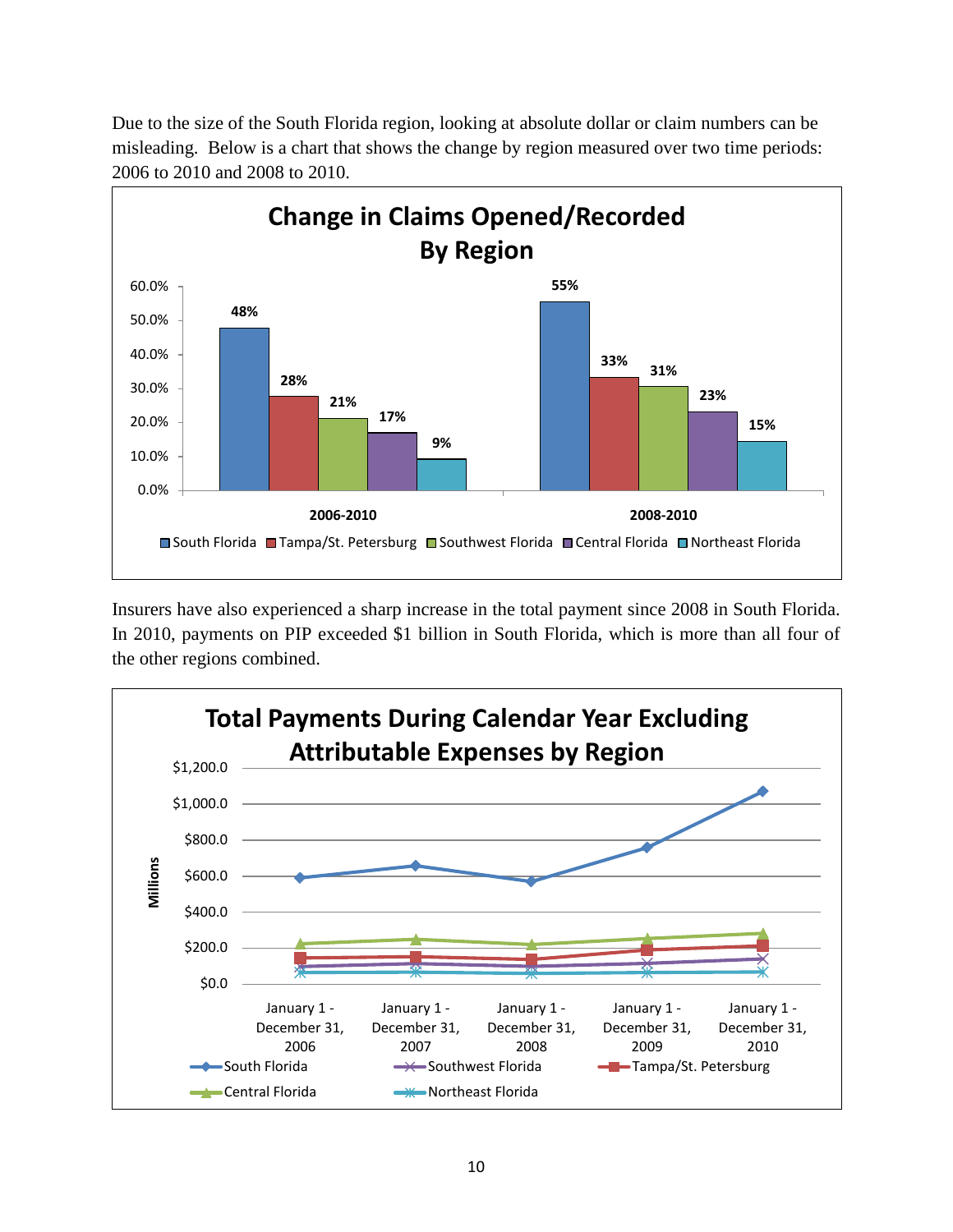Due to the size of the South Florida region, looking at absolute dollar or claim numbers can be misleading. Below is a chart that shows the change by region measured over two time periods: 2006 to 2010 and 2008 to 2010.

**Change in Claims Opened/Recorded By Region**

| Region | 2006-2010 | 2008-2010 |
|---|---|---|
| South Florida | 48% | 55% |
| Tampa/St. Petersburg | 28% | 33% |
| Southwest Florida | 21% | 31% |
| Central Florida | 17% | 23% |
| Northeast Florida | 9% | 15% |

Insurers have also experienced a sharp increase in the total payment since 2008 in South Florida. In 2010, payments on PIP exceeded $1 billion in South Florida, which is more than all four of the other regions combined.

**Total Payments During Calendar Year Excluding Attributable Expenses by Region**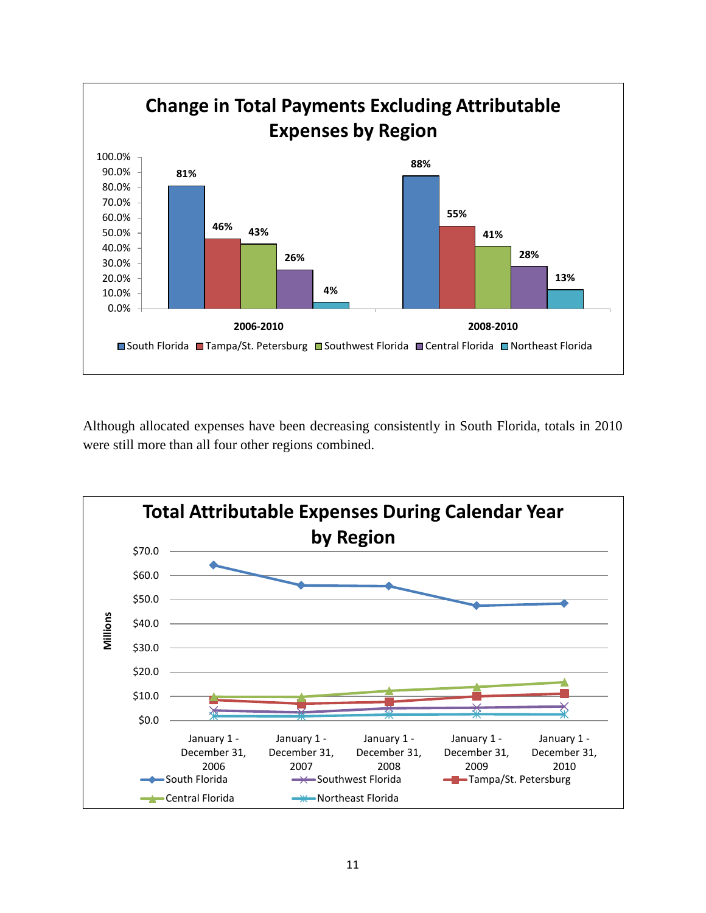**Change in Total Payments Excluding Attributable Expenses by Region**

| | South Florida | Tampa/St. Petersburg | Southwest Florida | Central Florida | Northeast Florida |
|---|---|---|---|---|---|
| 2006-2010 | 81% | 46% | 43% | 26% | 4% |
| 2008-2010 | 88% | 55% | 41% | 28% | 13% |

Although allocated expenses have been decreasing consistently in South Florida, totals in 2010 were still more than all four other regions combined.

**Total Attributable Expenses During Calendar Year by Region**

(Line chart, Millions: $0.0 – $70.0; series: South Florida, Southwest Florida, Tampa/St. Petersburg, Central Florida, Northeast Florida; periods: January 1 - December 31, 2006; January 1 - December 31, 2007; January 1 - December 31, 2008; January 1 - December 31, 2009; January 1 - December 31, 2010)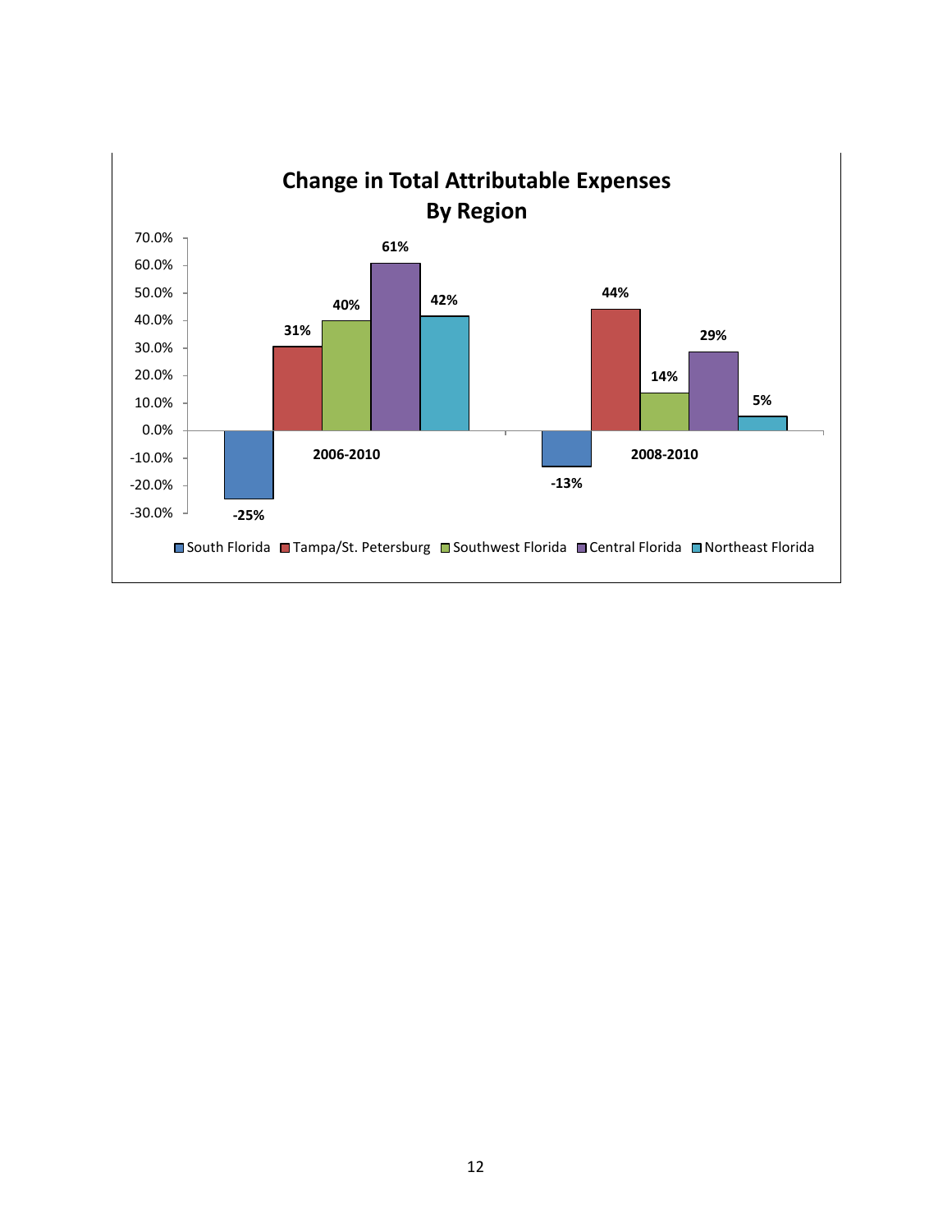**Change in Total Attributable Expenses By Region**

| | South Florida | Tampa/St. Petersburg | Southwest Florida | Central Florida | Northeast Florida |
|---|---|---|---|---|---|
| 2006-2010 | -25% | 31% | 40% | 61% | 42% |
| 2008-2010 | -13% | 44% | 14% | 29% | 5% |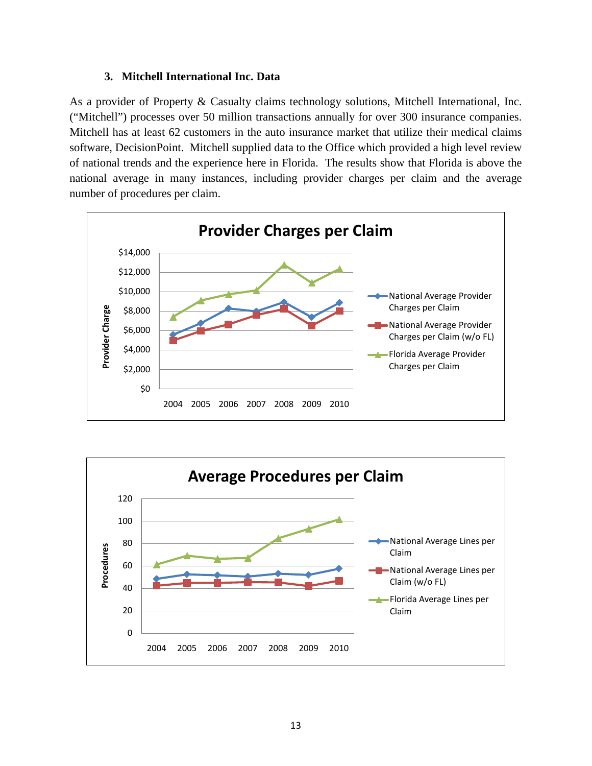### 3. Mitchell International Inc. Data

As a provider of Property & Casualty claims technology solutions, Mitchell International, Inc. ("Mitchell") processes over 50 million transactions annually for over 300 insurance companies. Mitchell has at least 62 customers in the auto insurance market that utilize their medical claims software, DecisionPoint. Mitchell supplied data to the Office which provided a high level review of national trends and the experience here in Florida. The results show that Florida is above the national average in many instances, including provider charges per claim and the average number of procedures per claim.

**Provider Charges per Claim**

Provider Charge

$14,000
$12,000
$10,000
$8,000
$6,000
$4,000
$2,000
$0

2004 2005 2006 2007 2008 2009 2010

- National Average Provider Charges per Claim
- National Average Provider Charges per Claim (w/o FL)
- Florida Average Provider Charges per Claim

**Average Procedures per Claim**

Procedures

120
100
80
60
40
20
0

2004 2005 2006 2007 2008 2009 2010

- National Average Lines per Claim
- National Average Lines per Claim (w/o FL)
- Florida Average Lines per Claim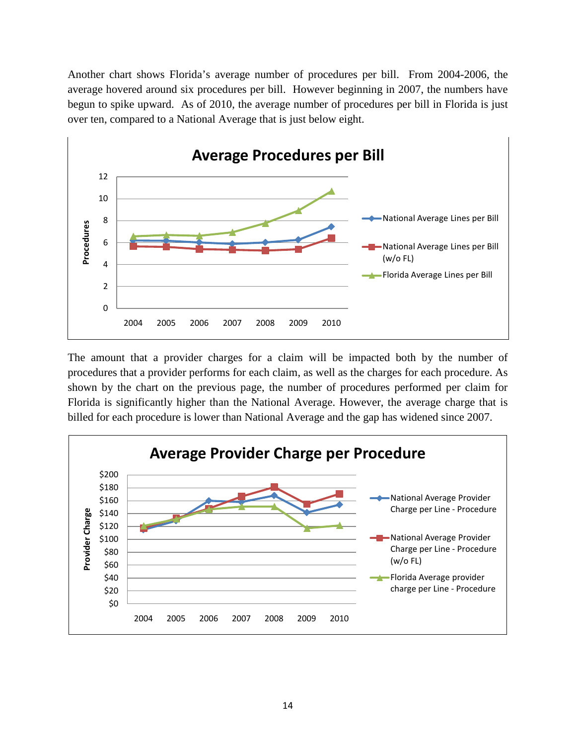Another chart shows Florida's average number of procedures per bill. From 2004-2006, the average hovered around six procedures per bill. However beginning in 2007, the numbers have begun to spike upward. As of 2010, the average number of procedures per bill in Florida is just over ten, compared to a National Average that is just below eight.

The amount that a provider charges for a claim will be impacted both by the number of procedures that a provider performs for each claim, as well as the charges for each procedure. As shown by the chart on the previous page, the number of procedures performed per claim for Florida is significantly higher than the National Average. However, the average charge that is billed for each procedure is lower than National Average and the gap has widened since 2007.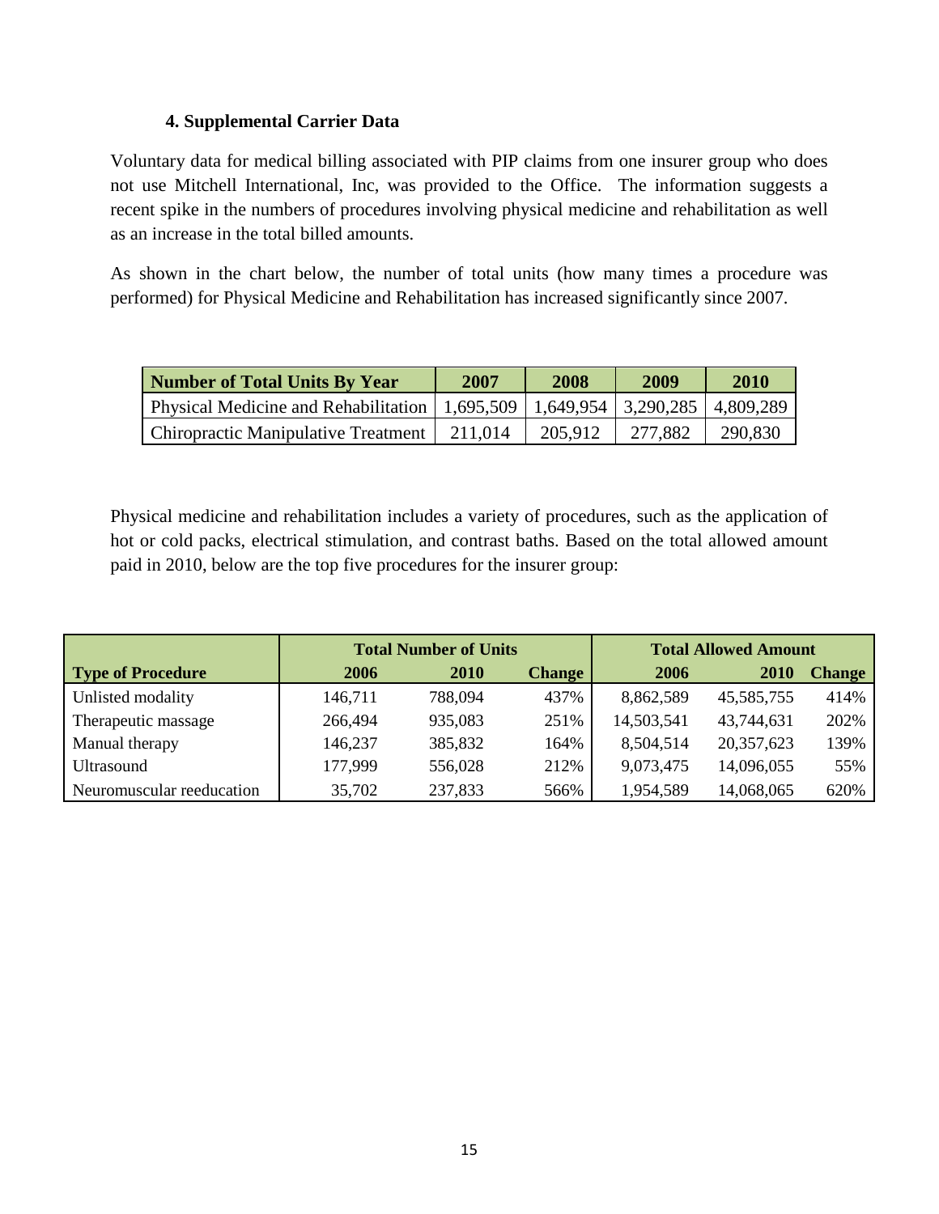### 4. Supplemental Carrier Data

Voluntary data for medical billing associated with PIP claims from one insurer group who does not use Mitchell International, Inc, was provided to the Office. The information suggests a recent spike in the numbers of procedures involving physical medicine and rehabilitation as well as an increase in the total billed amounts.

As shown in the chart below, the number of total units (how many times a procedure was performed) for Physical Medicine and Rehabilitation has increased significantly since 2007.

| Number of Total Units By Year | 2007 | 2008 | 2009 | 2010 |
|---|---|---|---|---|
| Physical Medicine and Rehabilitation | 1,695,509 | 1,649,954 | 3,290,285 | 4,809,289 |
| Chiropractic Manipulative Treatment | 211,014 | 205,912 | 277,882 | 290,830 |

Physical medicine and rehabilitation includes a variety of procedures, such as the application of hot or cold packs, electrical stimulation, and contrast baths. Based on the total allowed amount paid in 2010, below are the top five procedures for the insurer group:

| | Total Number of Units | | | Total Allowed Amount | | |
|---|---|---|---|---|---|---|
| **Type of Procedure** | **2006** | **2010** | **Change** | **2006** | **2010** | **Change** |
| Unlisted modality | 146,711 | 788,094 | 437% | 8,862,589 | 45,585,755 | 414% |
| Therapeutic massage | 266,494 | 935,083 | 251% | 14,503,541 | 43,744,631 | 202% |
| Manual therapy | 146,237 | 385,832 | 164% | 8,504,514 | 20,357,623 | 139% |
| Ultrasound | 177,999 | 556,028 | 212% | 9,073,475 | 14,096,055 | 55% |
| Neuromuscular reeducation | 35,702 | 237,833 | 566% | 1,954,589 | 14,068,065 | 620% |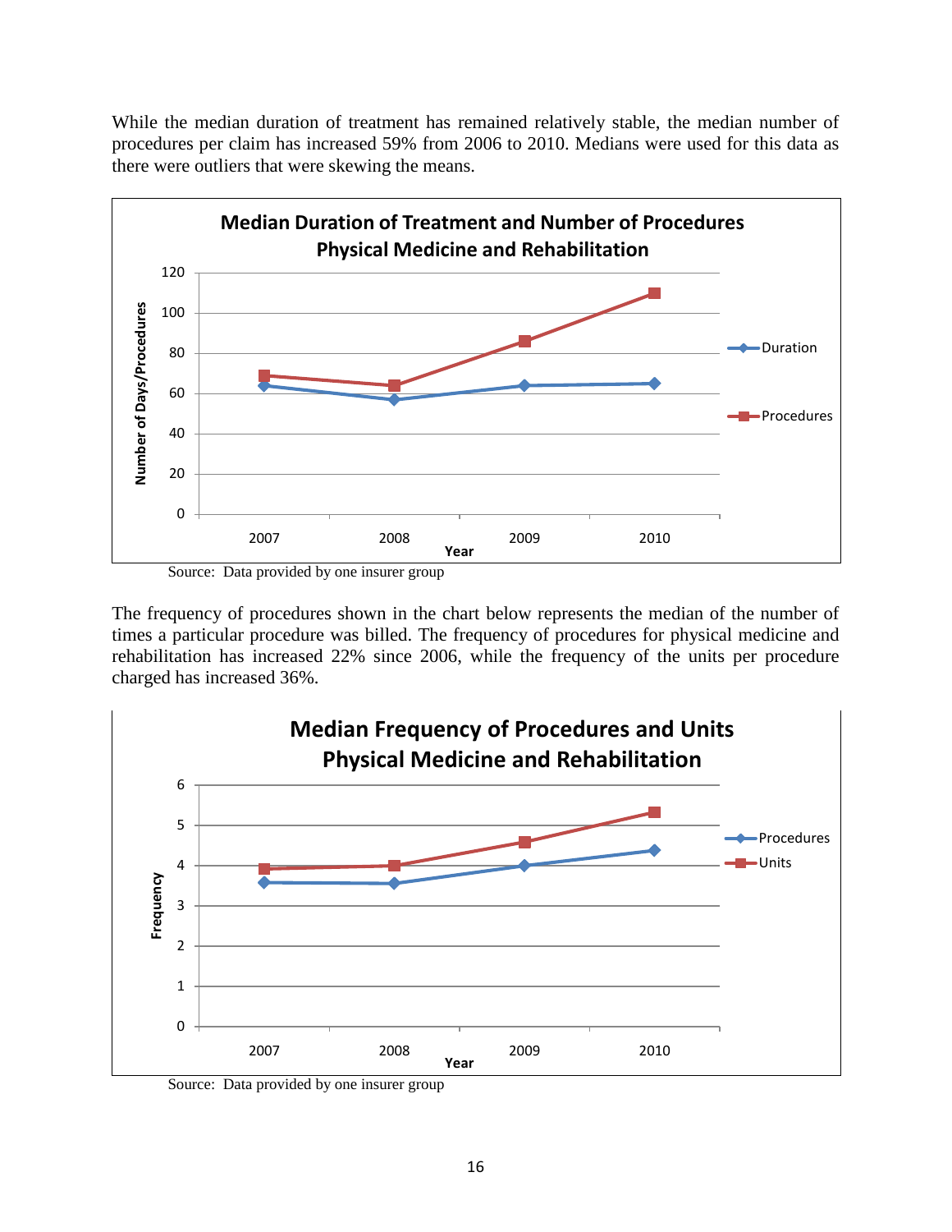While the median duration of treatment has remained relatively stable, the median number of procedures per claim has increased 59% from 2006 to 2010. Medians were used for this data as there were outliers that were skewing the means.

**Median Duration of Treatment and Number of Procedures Physical Medicine and Rehabilitation**

Source: Data provided by one insurer group

The frequency of procedures shown in the chart below represents the median of the number of times a particular procedure was billed. The frequency of procedures for physical medicine and rehabilitation has increased 22% since 2006, while the frequency of the units per procedure charged has increased 36%.

**Median Frequency of Procedures and Units Physical Medicine and Rehabilitation**

Source: Data provided by one insurer group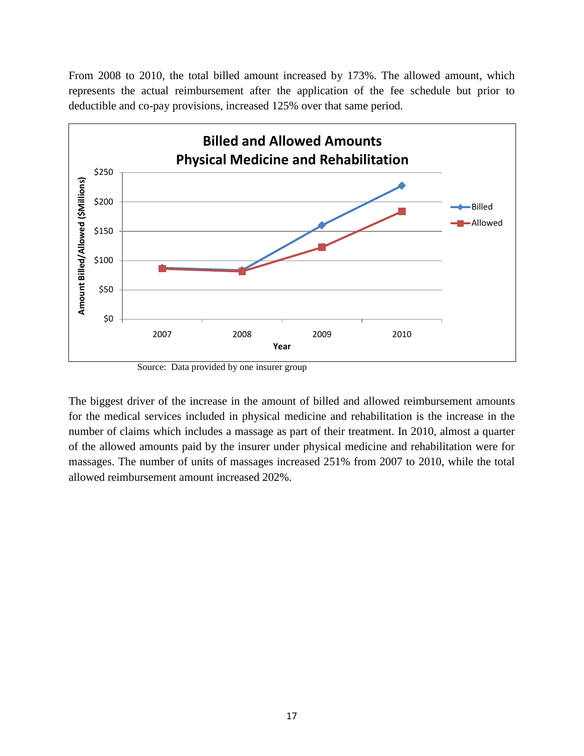From 2008 to 2010, the total billed amount increased by 173%. The allowed amount, which represents the actual reimbursement after the application of the fee schedule but prior to deductible and co-pay provisions, increased 125% over that same period.

**Billed and Allowed Amounts**
**Physical Medicine and Rehabilitation**

Source: Data provided by one insurer group

The biggest driver of the increase in the amount of billed and allowed reimbursement amounts for the medical services included in physical medicine and rehabilitation is the increase in the number of claims which includes a massage as part of their treatment. In 2010, almost a quarter of the allowed amounts paid by the insurer under physical medicine and rehabilitation were for massages. The number of units of massages increased 251% from 2007 to 2010, while the total allowed reimbursement amount increased 202%.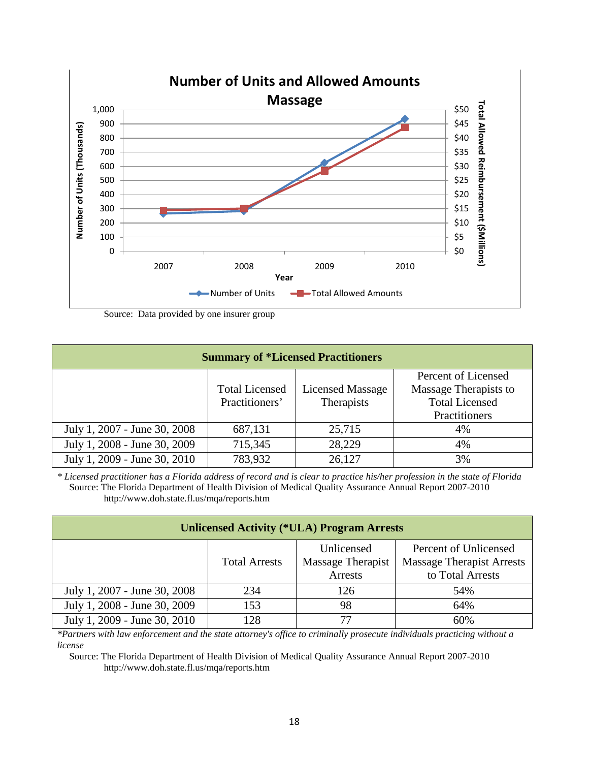**Number of Units and Allowed Amounts**
**Massage**

Source: Data provided by one insurer group

| Summary of *Licensed Practitioners | | | |
|---|---|---|---|
| | Total Licensed Practitioners' | Licensed Massage Therapists | Percent of Licensed Massage Therapists to Total Licensed Practitioners |
| July 1, 2007 - June 30, 2008 | 687,131 | 25,715 | 4% |
| July 1, 2008 - June 30, 2009 | 715,345 | 28,229 | 4% |
| July 1, 2009 - June 30, 2010 | 783,932 | 26,127 | 3% |

*\* Licensed practitioner has a Florida address of record and is clear to practice his/her profession in the state of Florida*

Source: The Florida Department of Health Division of Medical Quality Assurance Annual Report 2007-2010
http://www.doh.state.fl.us/mqa/reports.htm

| Unlicensed Activity (*ULA) Program Arrests | | | |
|---|---|---|---|
| | Total Arrests | Unlicensed Massage Therapist Arrests | Percent of Unlicensed Massage Therapist Arrests to Total Arrests |
| July 1, 2007 - June 30, 2008 | 234 | 126 | 54% |
| July 1, 2008 - June 30, 2009 | 153 | 98 | 64% |
| July 1, 2009 - June 30, 2010 | 128 | 77 | 60% |

*\*Partners with law enforcement and the state attorney's office to criminally prosecute individuals practicing without a license*

Source: The Florida Department of Health Division of Medical Quality Assurance Annual Report 2007-2010
http://www.doh.state.fl.us/mqa/reports.htm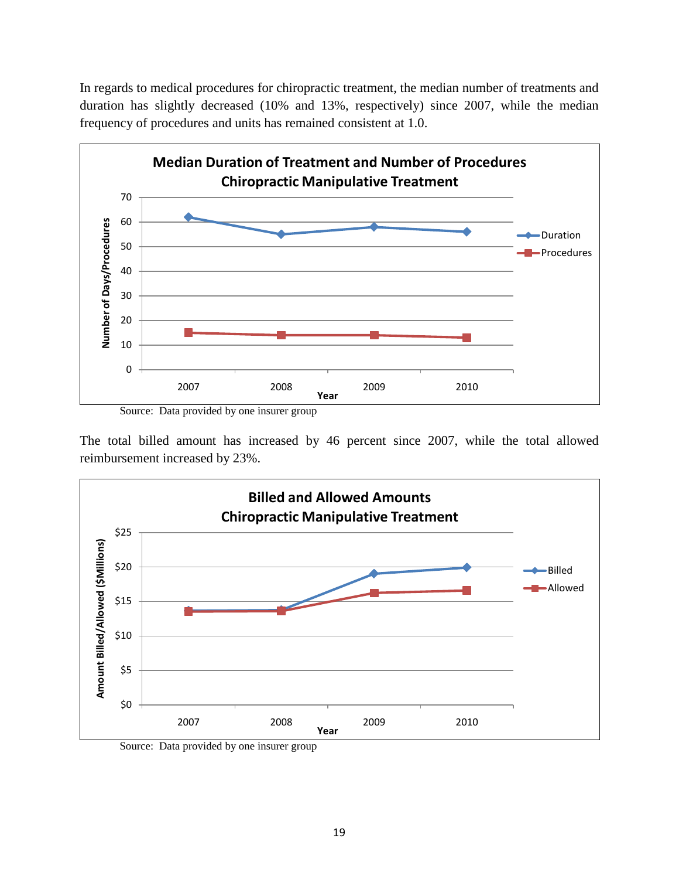In regards to medical procedures for chiropractic treatment, the median number of treatments and duration has slightly decreased (10% and 13%, respectively) since 2007, while the median frequency of procedures and units has remained consistent at 1.0.

**Median Duration of Treatment and Number of Procedures**
**Chiropractic Manipulative Treatment**

Source: Data provided by one insurer group

The total billed amount has increased by 46 percent since 2007, while the total allowed reimbursement increased by 23%.

**Billed and Allowed Amounts**
**Chiropractic Manipulative Treatment**

Source: Data provided by one insurer group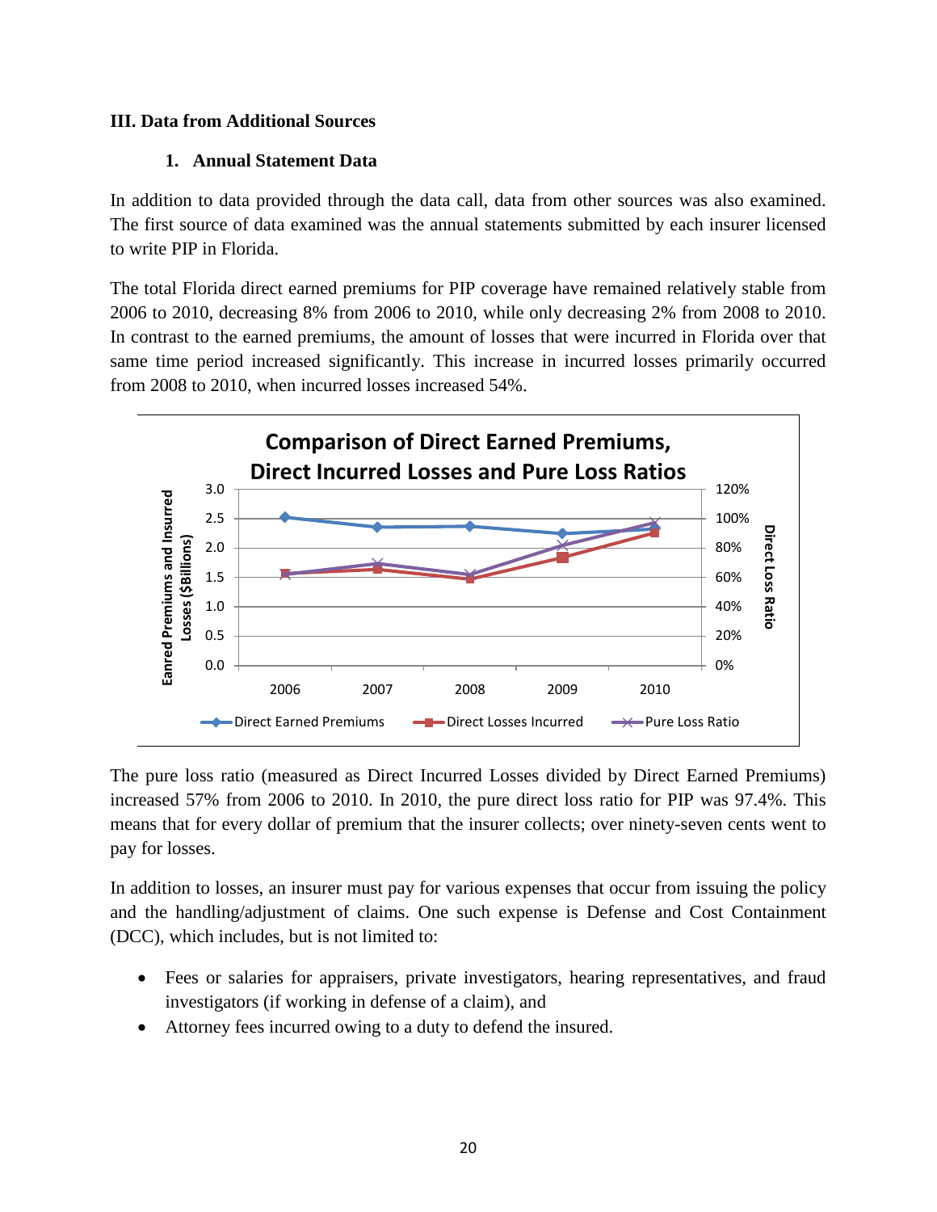## III. Data from Additional Sources

### 1. Annual Statement Data

In addition to data provided through the data call, data from other sources was also examined. The first source of data examined was the annual statements submitted by each insurer licensed to write PIP in Florida.

The total Florida direct earned premiums for PIP coverage have remained relatively stable from 2006 to 2010, decreasing 8% from 2006 to 2010, while only decreasing 2% from 2008 to 2010. In contrast to the earned premiums, the amount of losses that were incurred in Florida over that same time period increased significantly. This increase in incurred losses primarily occurred from 2008 to 2010, when incurred losses increased 54%.

**Comparison of Direct Earned Premiums, Direct Incurred Losses and Pure Loss Ratios**

The pure loss ratio (measured as Direct Incurred Losses divided by Direct Earned Premiums) increased 57% from 2006 to 2010. In 2010, the pure direct loss ratio for PIP was 97.4%. This means that for every dollar of premium that the insurer collects; over ninety-seven cents went to pay for losses.

In addition to losses, an insurer must pay for various expenses that occur from issuing the policy and the handling/adjustment of claims. One such expense is Defense and Cost Containment (DCC), which includes, but is not limited to:

- Fees or salaries for appraisers, private investigators, hearing representatives, and fraud investigators (if working in defense of a claim), and
- Attorney fees incurred owing to a duty to defend the insured.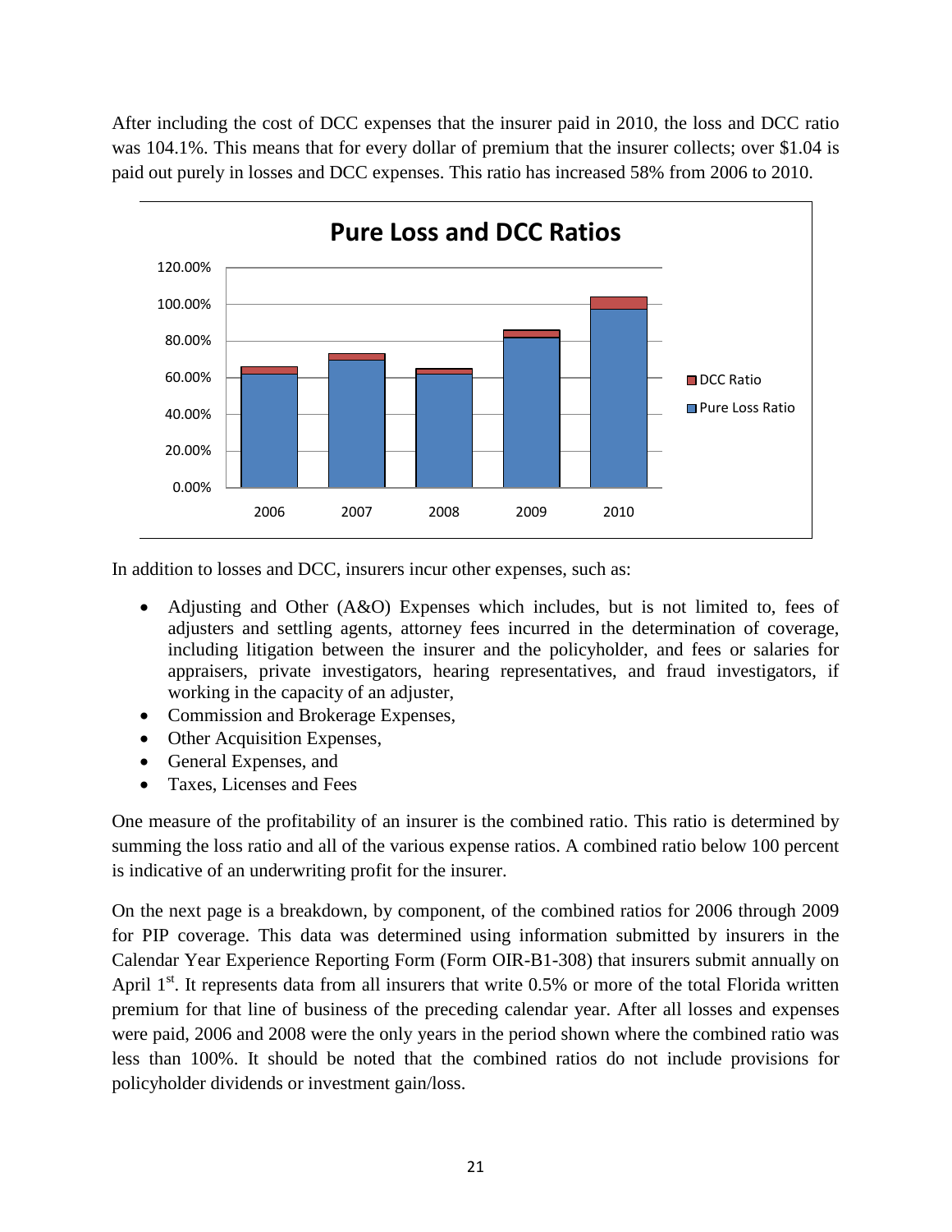After including the cost of DCC expenses that the insurer paid in 2010, the loss and DCC ratio was 104.1%. This means that for every dollar of premium that the insurer collects; over $1.04 is paid out purely in losses and DCC expenses. This ratio has increased 58% from 2006 to 2010.

In addition to losses and DCC, insurers incur other expenses, such as:

- Adjusting and Other (A&O) Expenses which includes, but is not limited to, fees of adjusters and settling agents, attorney fees incurred in the determination of coverage, including litigation between the insurer and the policyholder, and fees or salaries for appraisers, private investigators, hearing representatives, and fraud investigators, if working in the capacity of an adjuster,
- Commission and Brokerage Expenses,
- Other Acquisition Expenses,
- General Expenses, and
- Taxes, Licenses and Fees

One measure of the profitability of an insurer is the combined ratio. This ratio is determined by summing the loss ratio and all of the various expense ratios. A combined ratio below 100 percent is indicative of an underwriting profit for the insurer.

On the next page is a breakdown, by component, of the combined ratios for 2006 through 2009 for PIP coverage. This data was determined using information submitted by insurers in the Calendar Year Experience Reporting Form (Form OIR-B1-308) that insurers submit annually on April 1st. It represents data from all insurers that write 0.5% or more of the total Florida written premium for that line of business of the preceding calendar year. After all losses and expenses were paid, 2006 and 2008 were the only years in the period shown where the combined ratio was less than 100%. It should be noted that the combined ratios do not include provisions for policyholder dividends or investment gain/loss.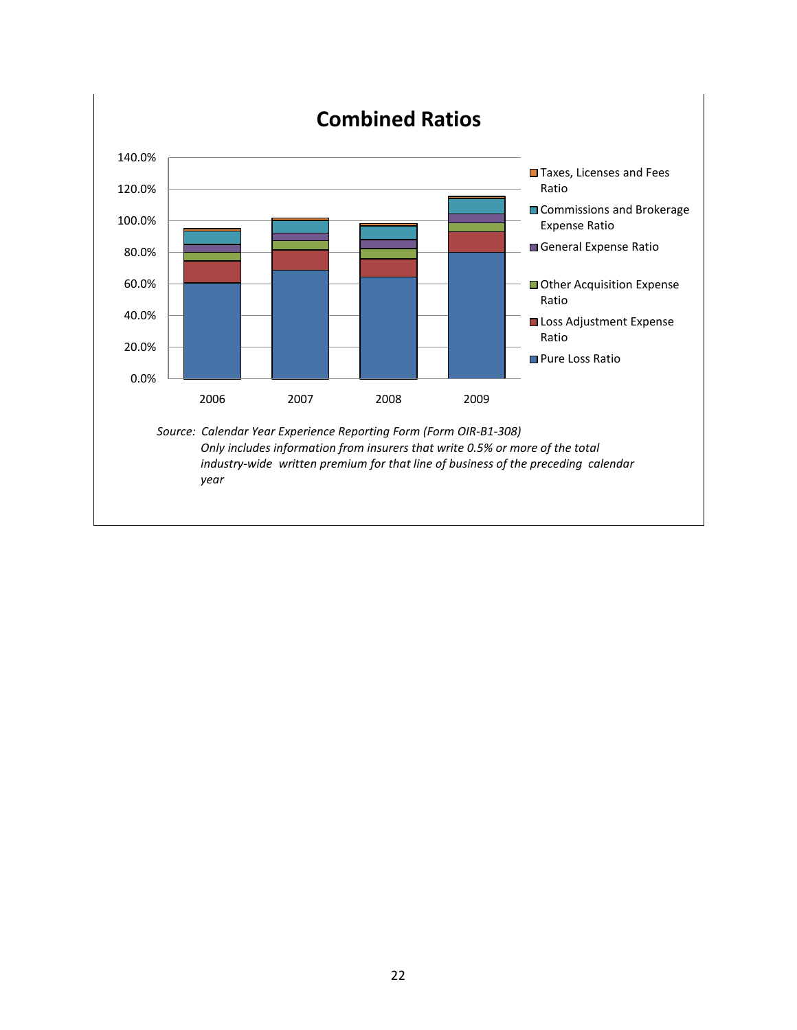## Combined Ratios

140.0%
120.0%
100.0%
80.0%
60.0%
40.0%
20.0%
0.0%

2006 2007 2008 2009

- Taxes, Licenses and Fees Ratio
- Commissions and Brokerage Expense Ratio
- General Expense Ratio
- Other Acquisition Expense Ratio
- Loss Adjustment Expense Ratio
- Pure Loss Ratio

*Source: Calendar Year Experience Reporting Form (Form OIR-B1-308)*
*Only includes information from insurers that write 0.5% or more of the total industry-wide written premium for that line of business of the preceding calendar year*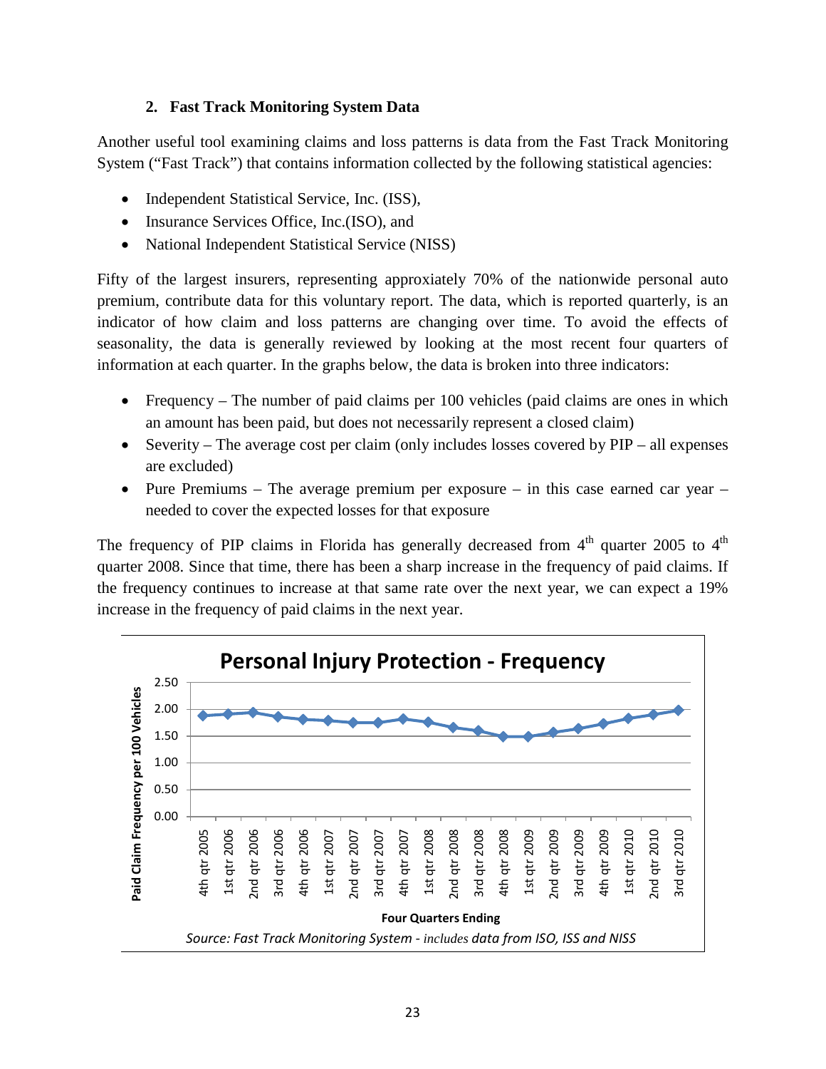### 2. Fast Track Monitoring System Data

Another useful tool examining claims and loss patterns is data from the Fast Track Monitoring System ("Fast Track") that contains information collected by the following statistical agencies:

- Independent Statistical Service, Inc. (ISS),
- Insurance Services Office, Inc.(ISO), and
- National Independent Statistical Service (NISS)

Fifty of the largest insurers, representing approxiately 70% of the nationwide personal auto premium, contribute data for this voluntary report. The data, which is reported quarterly, is an indicator of how claim and loss patterns are changing over time. To avoid the effects of seasonality, the data is generally reviewed by looking at the most recent four quarters of information at each quarter. In the graphs below, the data is broken into three indicators:

- Frequency – The number of paid claims per 100 vehicles (paid claims are ones in which an amount has been paid, but does not necessarily represent a closed claim)
- Severity – The average cost per claim (only includes losses covered by PIP – all expenses are excluded)
- Pure Premiums – The average premium per exposure – in this case earned car year – needed to cover the expected losses for that exposure

The frequency of PIP claims in Florida has generally decreased from 4th quarter 2005 to 4th quarter 2008. Since that time, there has been a sharp increase in the frequency of paid claims. If the frequency continues to increase at that same rate over the next year, we can expect a 19% increase in the frequency of paid claims in the next year.

**Personal Injury Protection - Frequency**

Paid Claim Frequency per 100 Vehicles (y-axis: 0.00 – 2.50)

Four Quarters Ending (x-axis): 4th qtr 2005, 1st qtr 2006, 2nd qtr 2006, 3rd qtr 2006, 4th qtr 2006, 1st qtr 2007, 2nd qtr 2007, 3rd qtr 2007, 4th qtr 2007, 1st qtr 2008, 2nd qtr 2008, 3rd qtr 2008, 4th qtr 2008, 1st qtr 2009, 2nd qtr 2009, 3rd qtr 2009, 4th qtr 2009, 1st qtr 2010, 2nd qtr 2010, 3rd qtr 2010

*Source: Fast Track Monitoring System - includes data from ISO, ISS and NISS*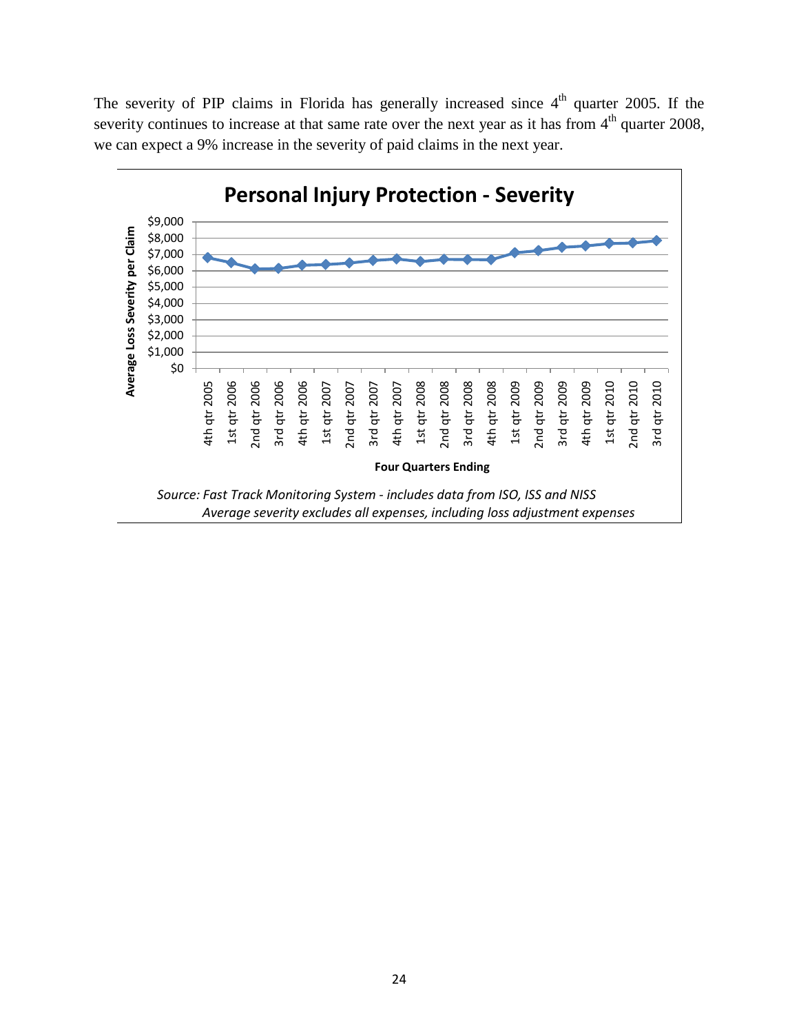The severity of PIP claims in Florida has generally increased since 4th quarter 2005. If the severity continues to increase at that same rate over the next year as it has from 4th quarter 2008, we can expect a 9% increase in the severity of paid claims in the next year.

**Personal Injury Protection - Severity**

Average Loss Severity per Claim ($0 – $9,000)

Four Quarters Ending: 4th qtr 2005, 1st qtr 2006, 2nd qtr 2006, 3rd qtr 2006, 4th qtr 2006, 1st qtr 2007, 2nd qtr 2007, 3rd qtr 2007, 4th qtr 2007, 1st qtr 2008, 2nd qtr 2008, 3rd qtr 2008, 4th qtr 2008, 1st qtr 2009, 2nd qtr 2009, 3rd qtr 2009, 4th qtr 2009, 1st qtr 2010, 2nd qtr 2010, 3rd qtr 2010

*Source: Fast Track Monitoring System - includes data from ISO, ISS and NISS*
*Average severity excludes all expenses, including loss adjustment expenses*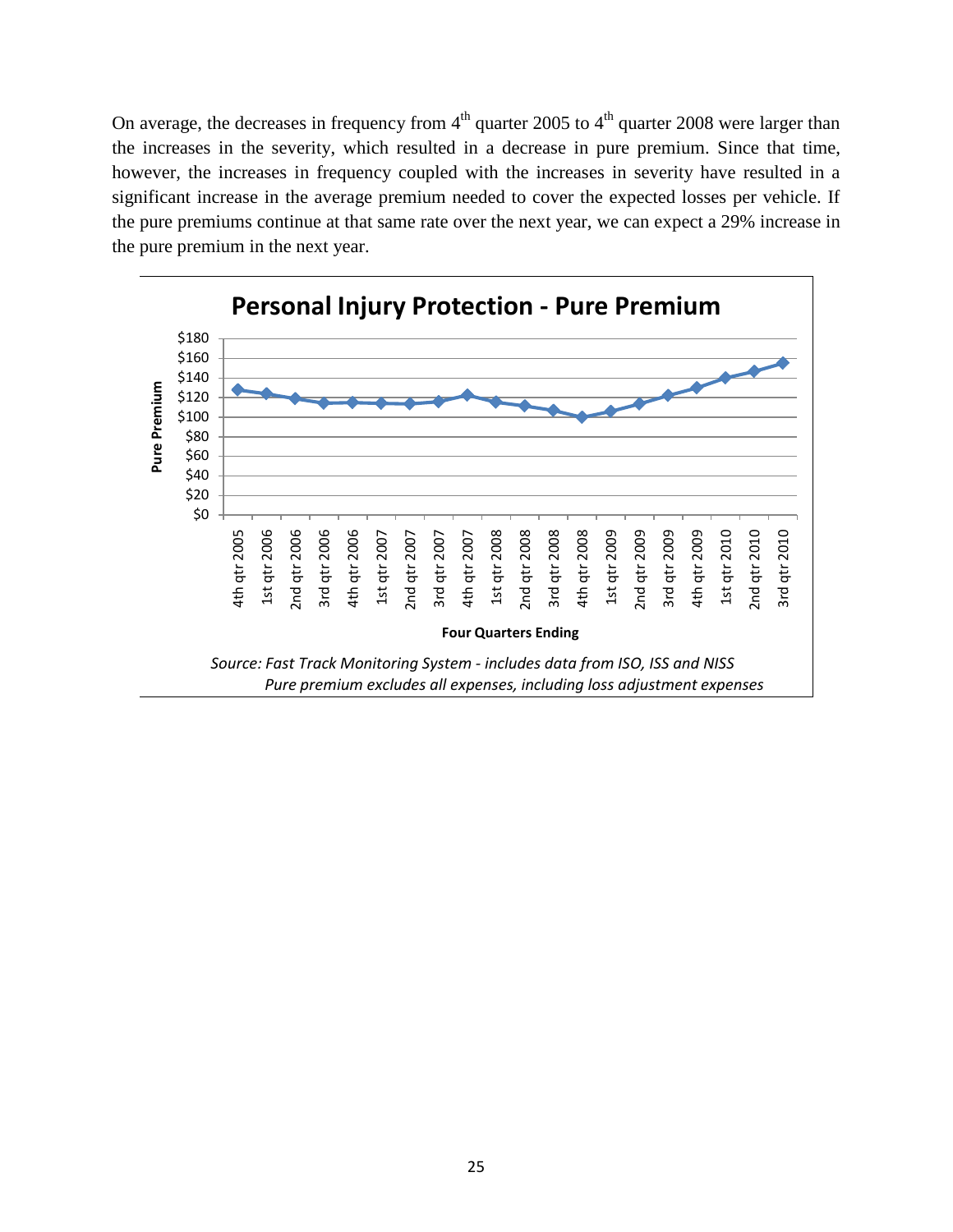On average, the decreases in frequency from 4th quarter 2005 to 4th quarter 2008 were larger than the increases in the severity, which resulted in a decrease in pure premium. Since that time, however, the increases in frequency coupled with the increases in severity have resulted in a significant increase in the average premium needed to cover the expected losses per vehicle. If the pure premiums continue at that same rate over the next year, we can expect a 29% increase in the pure premium in the next year.

**Personal Injury Protection - Pure Premium**

Pure Premium: $0, $20, $40, $60, $80, $100, $120, $140, $160, $180

Four Quarters Ending: 4th qtr 2005, 1st qtr 2006, 2nd qtr 2006, 3rd qtr 2006, 4th qtr 2006, 1st qtr 2007, 2nd qtr 2007, 3rd qtr 2007, 4th qtr 2007, 1st qtr 2008, 2nd qtr 2008, 3rd qtr 2008, 4th qtr 2008, 1st qtr 2009, 2nd qtr 2009, 3rd qtr 2009, 4th qtr 2009, 1st qtr 2010, 2nd qtr 2010, 3rd qtr 2010

*Source: Fast Track Monitoring System - includes data from ISO, ISS and NISS*
*Pure premium excludes all expenses, including loss adjustment expenses*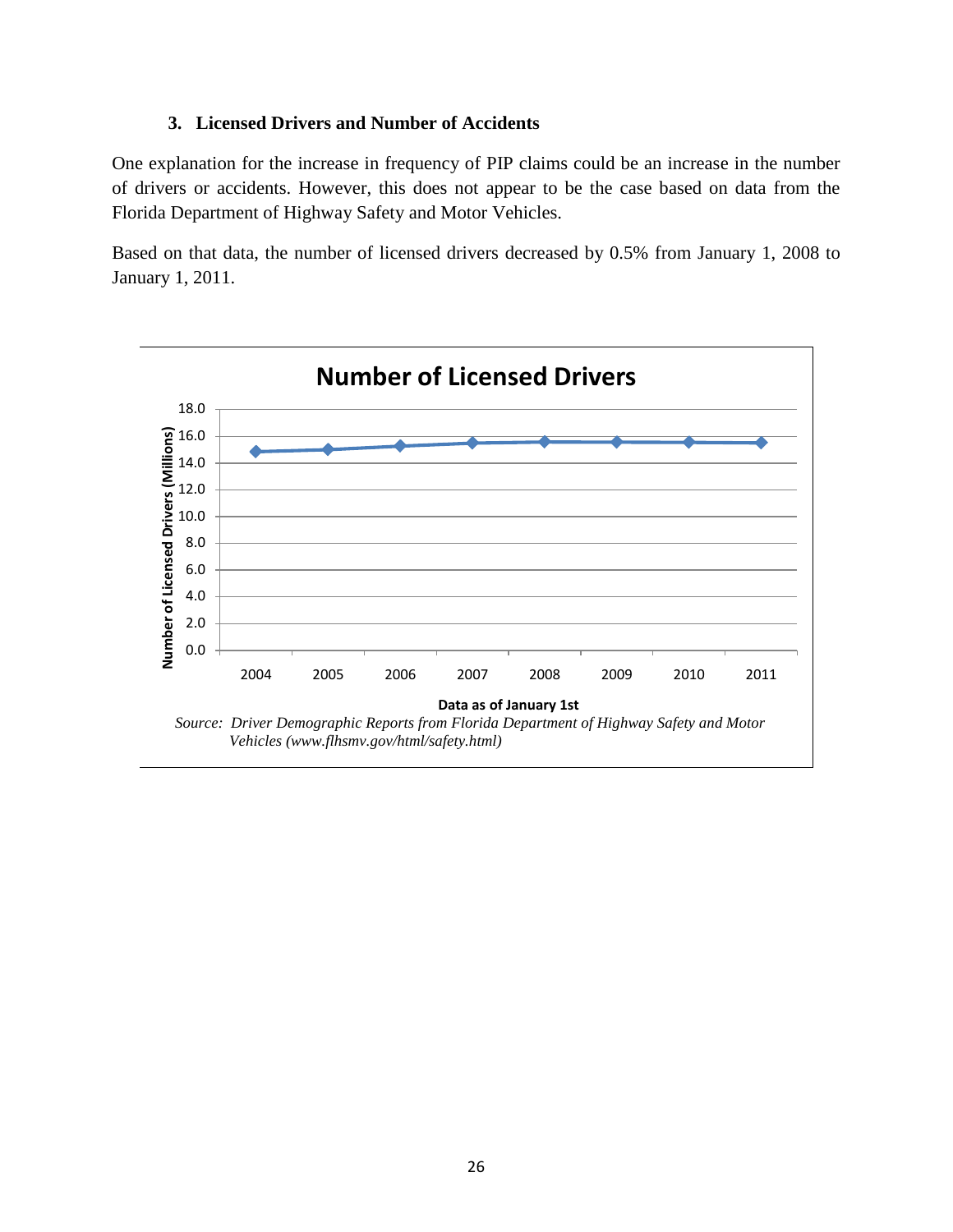### 3. Licensed Drivers and Number of Accidents

One explanation for the increase in frequency of PIP claims could be an increase in the number of drivers or accidents. However, this does not appear to be the case based on data from the Florida Department of Highway Safety and Motor Vehicles.

Based on that data, the number of licensed drivers decreased by 0.5% from January 1, 2008 to January 1, 2011.

*Source: Driver Demographic Reports from Florida Department of Highway Safety and Motor Vehicles (www.flhsmv.gov/html/safety.html)*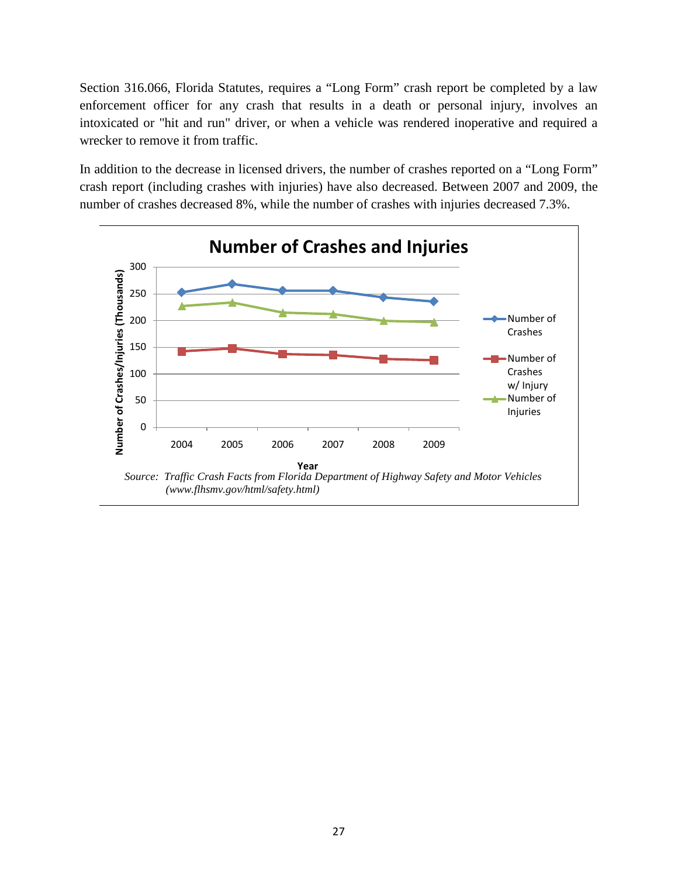Section 316.066, Florida Statutes, requires a "Long Form" crash report be completed by a law enforcement officer for any crash that results in a death or personal injury, involves an intoxicated or "hit and run" driver, or when a vehicle was rendered inoperative and required a wrecker to remove it from traffic.

In addition to the decrease in licensed drivers, the number of crashes reported on a "Long Form" crash report (including crashes with injuries) have also decreased. Between 2007 and 2009, the number of crashes decreased 8%, while the number of crashes with injuries decreased 7.3%.

**Number of Crashes and Injuries**

*Source: Traffic Crash Facts from Florida Department of Highway Safety and Motor Vehicles (www.flhsmv.gov/html/safety.html)*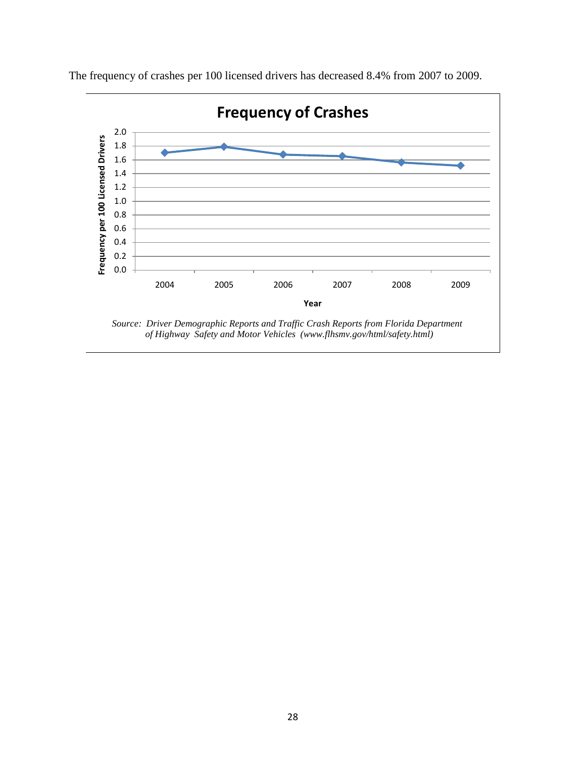The frequency of crashes per 100 licensed drivers has decreased 8.4% from 2007 to 2009.

**Frequency of Crashes**

*Source: Driver Demographic Reports and Traffic Crash Reports from Florida Department of Highway Safety and Motor Vehicles (www.flhsmv.gov/html/safety.html)*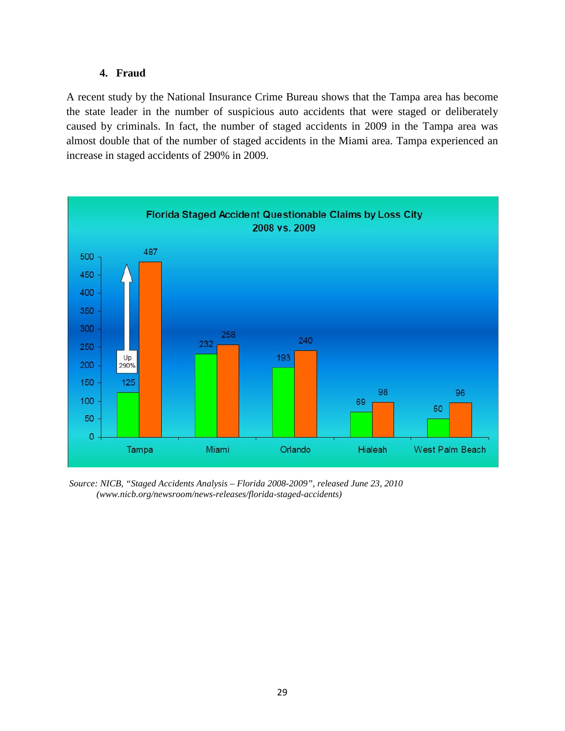### 4. Fraud

A recent study by the National Insurance Crime Bureau shows that the Tampa area has become the state leader in the number of suspicious auto accidents that were staged or deliberately caused by criminals. In fact, the number of staged accidents in 2009 in the Tampa area was almost double that of the number of staged accidents in the Miami area. Tampa experienced an increase in staged accidents of 290% in 2009.

**Florida Staged Accident Questionable Claims by Loss City**
**2008 vs. 2009**

| Loss City | 2008 | 2009 |
| --- | --- | --- |
| Tampa (Up 290%) | 125 | 487 |
| Miami | 232 | 258 |
| Orlando | 193 | 240 |
| Hialeah | 69 | 98 |
| West Palm Beach | 50 | 96 |

*Source: NICB, "Staged Accidents Analysis – Florida 2008-2009", released June 23, 2010 (www.nicb.org/newsroom/news-releases/florida-staged-accidents)*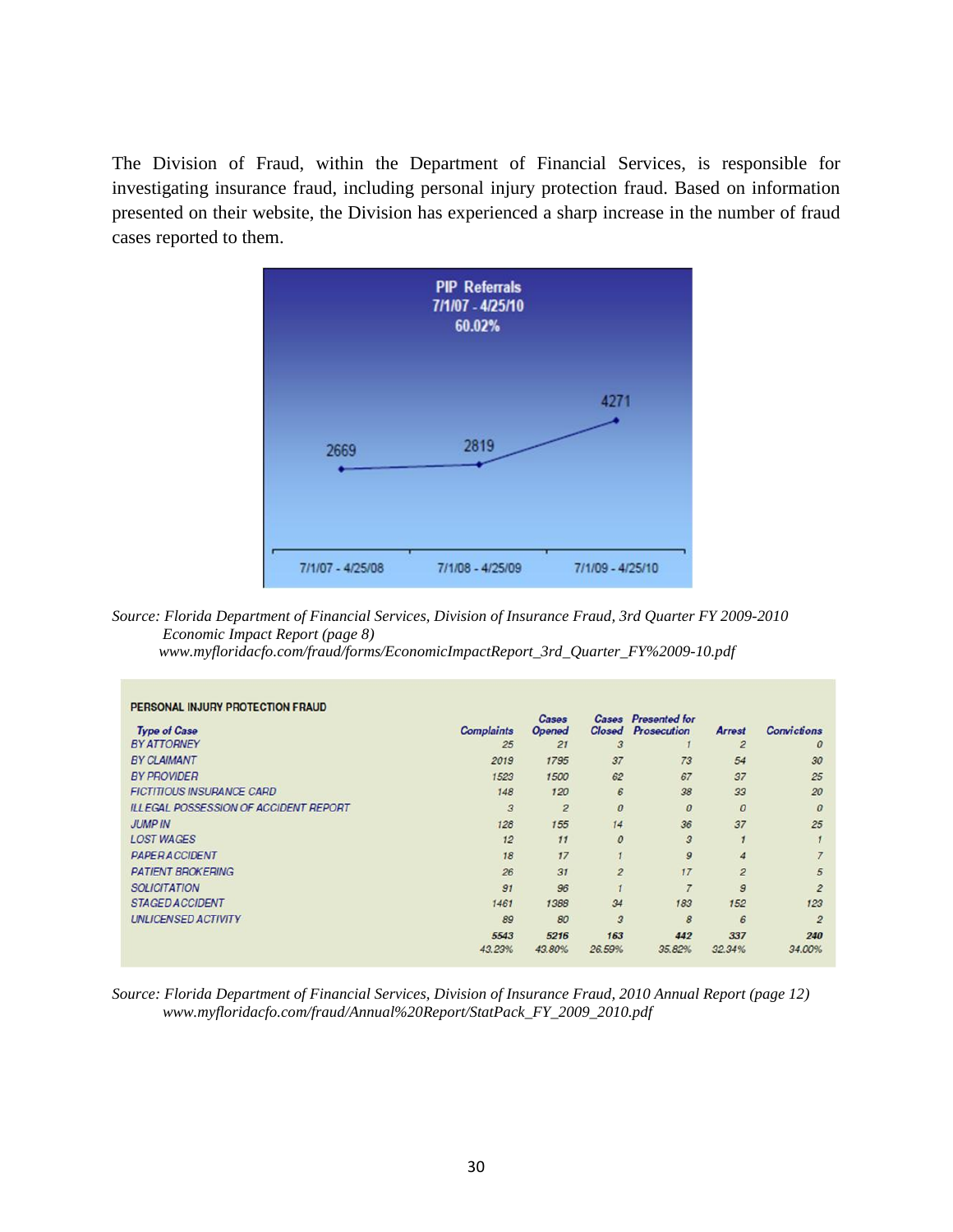The Division of Fraud, within the Department of Financial Services, is responsible for investigating insurance fraud, including personal injury protection fraud. Based on information presented on their website, the Division has experienced a sharp increase in the number of fraud cases reported to them.

**PIP Referrals**
**7/1/07 - 4/25/10**
**60.02%**

| 7/1/07 - 4/25/08 | 7/1/08 - 4/25/09 | 7/1/09 - 4/25/10 |
|---|---|---|
| 2669 | 2819 | 4271 |

*Source: Florida Department of Financial Services, Division of Insurance Fraud, 3rd Quarter FY 2009-2010 Economic Impact Report (page 8) www.myfloridacfo.com/fraud/forms/EconomicImpactReport_3rd_Quarter_FY%2009-10.pdf*

**PERSONAL INJURY PROTECTION FRAUD**

| Type of Case | Complaints | Cases Opened | Cases Closed | Presented for Prosecution | Arrest | Convictions |
|---|---|---|---|---|---|---|
| BY ATTORNEY | 25 | 21 | 3 | 1 | 2 | 0 |
| BY CLAIMANT | 2019 | 1795 | 37 | 73 | 54 | 30 |
| BY PROVIDER | 1523 | 1500 | 62 | 67 | 37 | 25 |
| FICTITIOUS INSURANCE CARD | 148 | 120 | 6 | 38 | 33 | 20 |
| ILLEGAL POSSESSION OF ACCIDENT REPORT | 3 | 2 | 0 | 0 | 0 | 0 |
| JUMP IN | 128 | 155 | 14 | 36 | 37 | 25 |
| LOST WAGES | 12 | 11 | 0 | 3 | 1 | 1 |
| PAPER ACCIDENT | 18 | 17 | 1 | 9 | 4 | 7 |
| PATIENT BROKERING | 26 | 31 | 2 | 17 | 2 | 5 |
| SOLICITATION | 91 | 96 | 1 | 7 | 9 | 2 |
| STAGED ACCIDENT | 1461 | 1388 | 34 | 183 | 152 | 123 |
| UNLICENSED ACTIVITY | 89 | 80 | 3 | 8 | 6 | 2 |
| | **5543** | **5216** | **163** | **442** | **337** | **240** |
| | 43.23% | 43.80% | 26.59% | 35.82% | 32.34% | 34.00% |

*Source: Florida Department of Financial Services, Division of Insurance Fraud, 2010 Annual Report (page 12) www.myfloridacfo.com/fraud/Annual%20Report/StatPack_FY_2009_2010.pdf*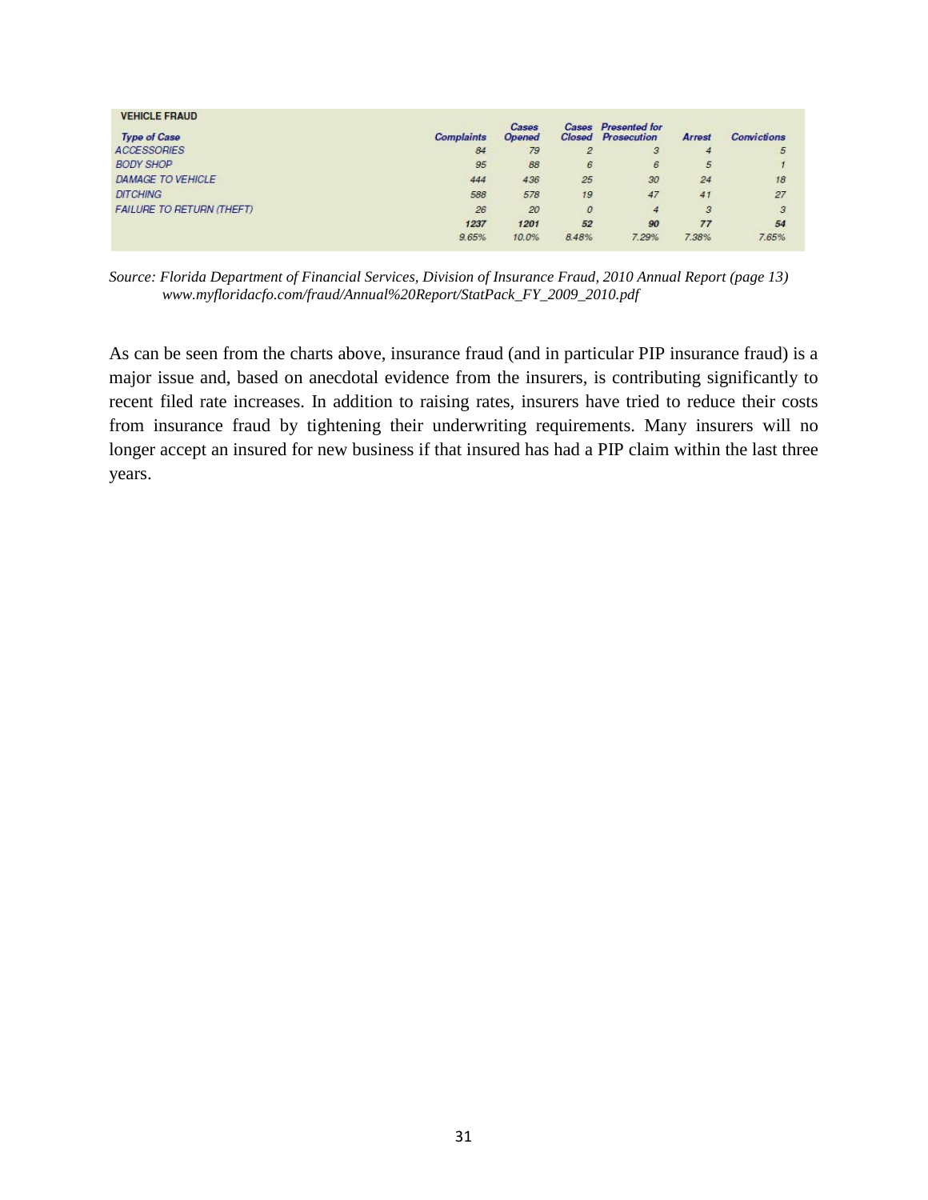| VEHICLE FRAUD | | | | | | |
|---|---|---|---|---|---|---|
| *Type of Case* | *Complaints* | *Cases Opened* | *Cases Closed* | *Presented for Prosecution* | *Arrest* | *Convictions* |
| *ACCESSORIES* | *84* | *79* | *2* | *3* | *4* | *5* |
| *BODY SHOP* | *95* | *88* | *6* | *6* | *5* | *1* |
| *DAMAGE TO VEHICLE* | *444* | *436* | *25* | *30* | *24* | *18* |
| *DITCHING* | *588* | *578* | *19* | *47* | *41* | *27* |
| *FAILURE TO RETURN (THEFT)* | *26* | *20* | *0* | *4* | *3* | *3* |
| | ***1237*** | ***1201*** | ***52*** | ***90*** | ***77*** | ***54*** |
| | *9.65%* | *10.0%* | *8.48%* | *7.29%* | *7.38%* | *7.65%* |

*Source: Florida Department of Financial Services, Division of Insurance Fraud, 2010 Annual Report (page 13) www.myfloridacfo.com/fraud/Annual%20Report/StatPack_FY_2009_2010.pdf*

As can be seen from the charts above, insurance fraud (and in particular PIP insurance fraud) is a major issue and, based on anecdotal evidence from the insurers, is contributing significantly to recent filed rate increases. In addition to raising rates, insurers have tried to reduce their costs from insurance fraud by tightening their underwriting requirements. Many insurers will no longer accept an insured for new business if that insured has had a PIP claim within the last three years.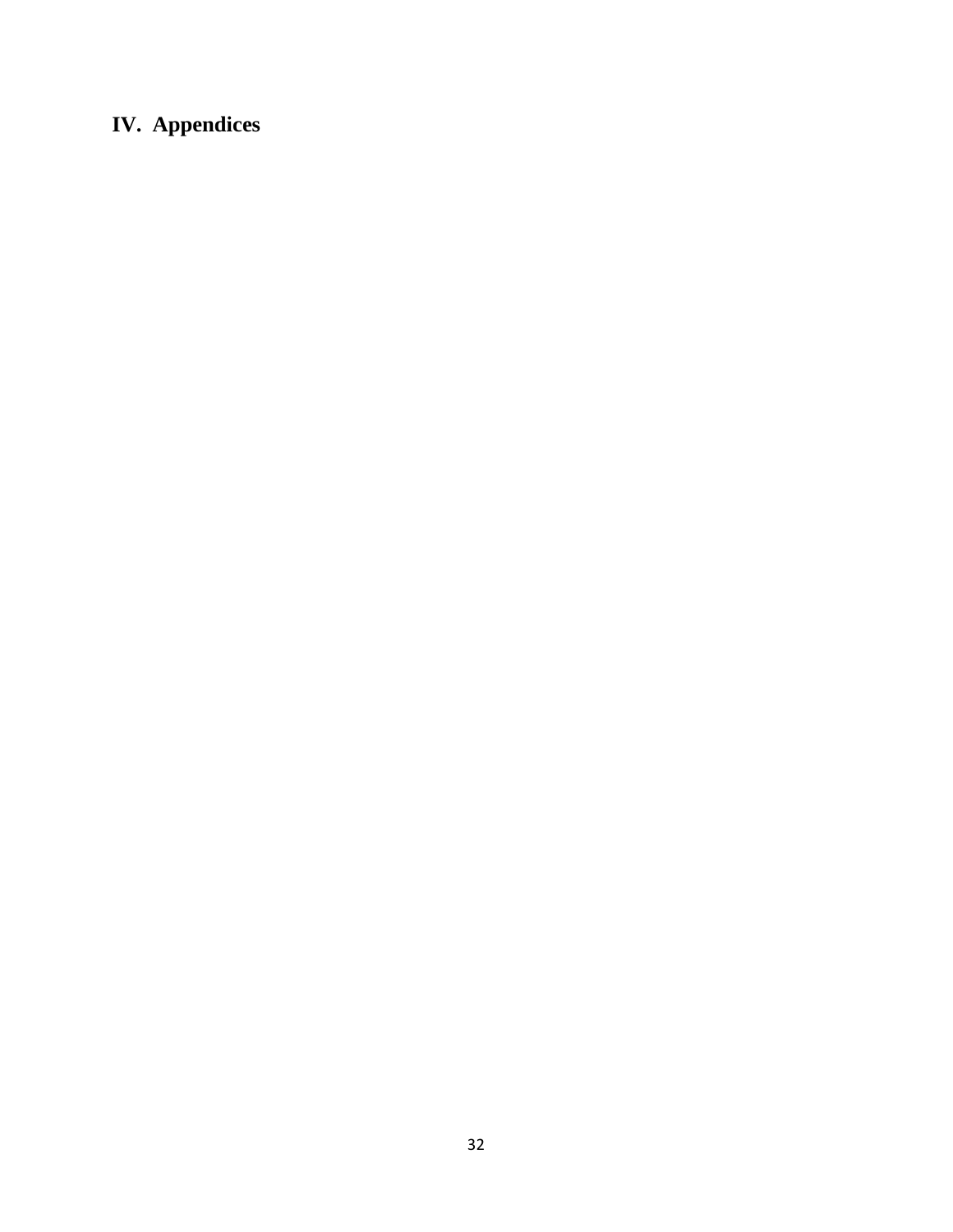# IV. Appendices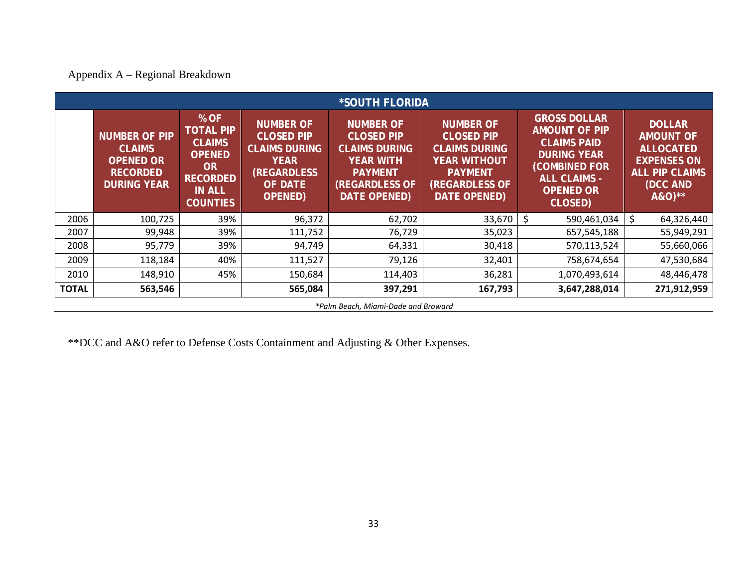Appendix A – Regional Breakdown

| *SOUTH FLORIDA | | | | | | | |
|---|---|---|---|---|---|---|---|
| | NUMBER OF PIP CLAIMS OPENED OR RECORDED DURING YEAR | % OF TOTAL PIP CLAIMS OPENED OR RECORDED IN ALL COUNTIES | NUMBER OF CLOSED PIP CLAIMS DURING YEAR (REGARDLESS OF DATE OPENED) | NUMBER OF CLOSED PIP CLAIMS DURING YEAR WITH PAYMENT (REGARDLESS OF DATE OPENED) | NUMBER OF CLOSED PIP CLAIMS DURING YEAR WITHOUT PAYMENT (REGARDLESS OF DATE OPENED) | GROSS DOLLAR AMOUNT OF PIP CLAIMS PAID DURING YEAR (COMBINED FOR ALL CLAIMS - OPENED OR CLOSED) | DOLLAR AMOUNT OF ALLOCATED EXPENSES ON ALL PIP CLAIMS (DCC AND A&O)** |
| 2006 | 100,725 | 39% | 96,372 | 62,702 | 33,670 | $ 590,461,034 | $ 64,326,440 |
| 2007 | 99,948 | 39% | 111,752 | 76,729 | 35,023 | 657,545,188 | 55,949,291 |
| 2008 | 95,779 | 39% | 94,749 | 64,331 | 30,418 | 570,113,524 | 55,660,066 |
| 2009 | 118,184 | 40% | 111,527 | 79,126 | 32,401 | 758,674,654 | 47,530,684 |
| 2010 | 148,910 | 45% | 150,684 | 114,403 | 36,281 | 1,070,493,614 | 48,446,478 |
| **TOTAL** | **563,546** | | **565,084** | **397,291** | **167,793** | **3,647,288,014** | **271,912,959** |

*\*Palm Beach, Miami-Dade and Broward*

**DCC and A&O refer to Defense Costs Containment and Adjusting & Other Expenses.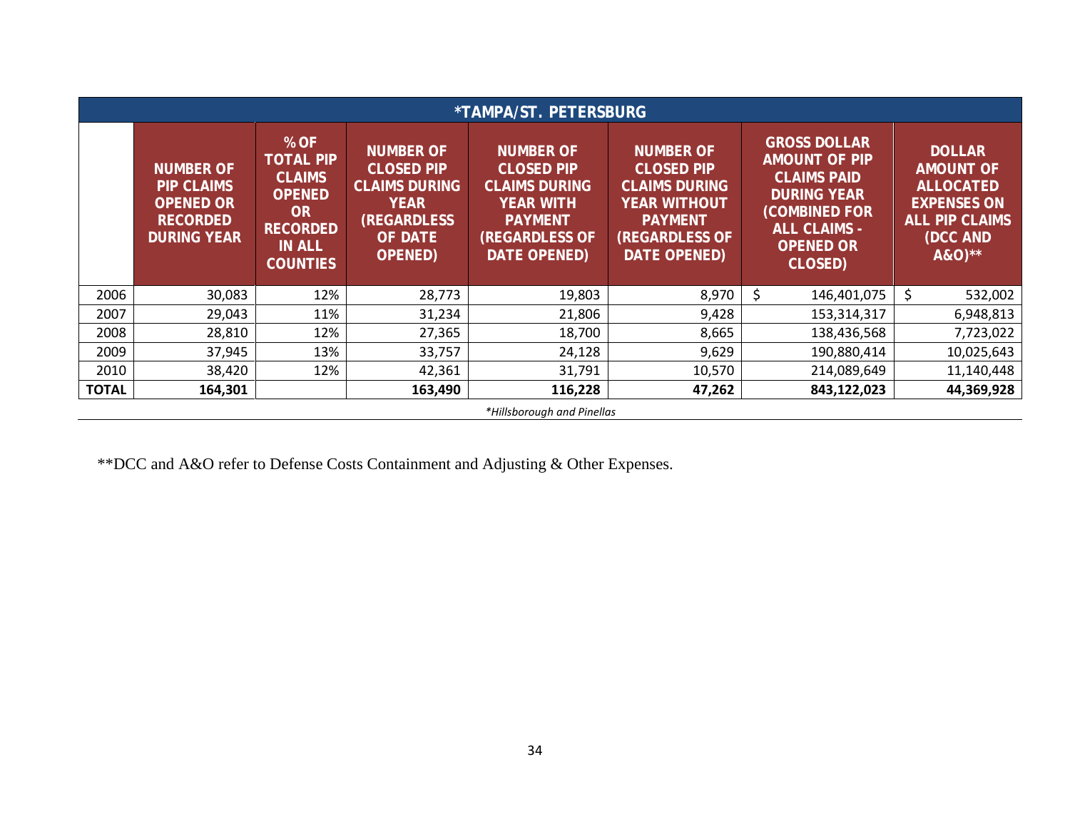| *TAMPA/ST. PETERSBURG | | | | | | | |
|---|---|---|---|---|---|---|---|
| | NUMBER OF PIP CLAIMS OPENED OR RECORDED DURING YEAR | % OF TOTAL PIP CLAIMS OPENED OR RECORDED IN ALL COUNTIES | NUMBER OF CLOSED PIP CLAIMS DURING YEAR (REGARDLESS OF DATE OPENED) | NUMBER OF CLOSED PIP CLAIMS DURING YEAR WITH PAYMENT (REGARDLESS OF DATE OPENED) | NUMBER OF CLOSED PIP CLAIMS DURING YEAR WITHOUT PAYMENT (REGARDLESS OF DATE OPENED) | GROSS DOLLAR AMOUNT OF PIP CLAIMS PAID DURING YEAR (COMBINED FOR ALL CLAIMS - OPENED OR CLOSED) | DOLLAR AMOUNT OF ALLOCATED EXPENSES ON ALL PIP CLAIMS (DCC AND A&O)** |
| 2006 | 30,083 | 12% | 28,773 | 19,803 | 8,970 | $ 146,401,075 | $ 532,002 |
| 2007 | 29,043 | 11% | 31,234 | 21,806 | 9,428 | 153,314,317 | 6,948,813 |
| 2008 | 28,810 | 12% | 27,365 | 18,700 | 8,665 | 138,436,568 | 7,723,022 |
| 2009 | 37,945 | 13% | 33,757 | 24,128 | 9,629 | 190,880,414 | 10,025,643 |
| 2010 | 38,420 | 12% | 42,361 | 31,791 | 10,570 | 214,089,649 | 11,140,448 |
| **TOTAL** | **164,301** | | **163,490** | **116,228** | **47,262** | **843,122,023** | **44,369,928** |

*\*Hillsborough and Pinellas*

**DCC and A&O refer to Defense Costs Containment and Adjusting & Other Expenses.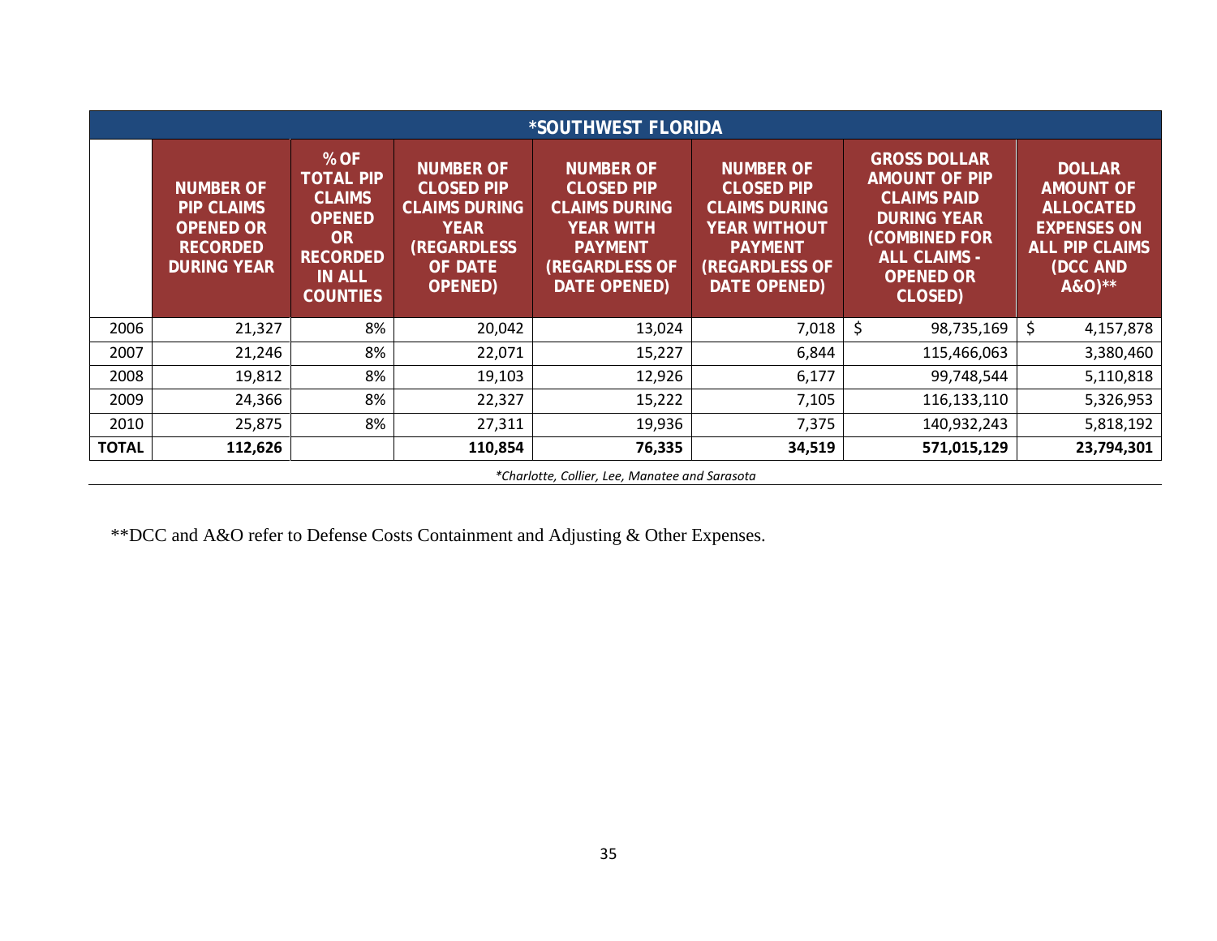| *SOUTHWEST FLORIDA | | | | | | | |
|---|---|---|---|---|---|---|---|
| | NUMBER OF PIP CLAIMS OPENED OR RECORDED DURING YEAR | % OF TOTAL PIP CLAIMS OPENED OR RECORDED IN ALL COUNTIES | NUMBER OF CLOSED PIP CLAIMS DURING YEAR (REGARDLESS OF DATE OPENED) | NUMBER OF CLOSED PIP CLAIMS DURING YEAR WITH PAYMENT (REGARDLESS OF DATE OPENED) | NUMBER OF CLOSED PIP CLAIMS DURING YEAR WITHOUT PAYMENT (REGARDLESS OF DATE OPENED) | GROSS DOLLAR AMOUNT OF PIP CLAIMS PAID DURING YEAR (COMBINED FOR ALL CLAIMS - OPENED OR CLOSED) | DOLLAR AMOUNT OF ALLOCATED EXPENSES ON ALL PIP CLAIMS (DCC AND A&O)** |
| 2006 | 21,327 | 8% | 20,042 | 13,024 | 7,018 | $ 98,735,169 | $ 4,157,878 |
| 2007 | 21,246 | 8% | 22,071 | 15,227 | 6,844 | 115,466,063 | 3,380,460 |
| 2008 | 19,812 | 8% | 19,103 | 12,926 | 6,177 | 99,748,544 | 5,110,818 |
| 2009 | 24,366 | 8% | 22,327 | 15,222 | 7,105 | 116,133,110 | 5,326,953 |
| 2010 | 25,875 | 8% | 27,311 | 19,936 | 7,375 | 140,932,243 | 5,818,192 |
| **TOTAL** | **112,626** | | **110,854** | **76,335** | **34,519** | **571,015,129** | **23,794,301** |

*\*Charlotte, Collier, Lee, Manatee and Sarasota*

**DCC and A&O refer to Defense Costs Containment and Adjusting & Other Expenses.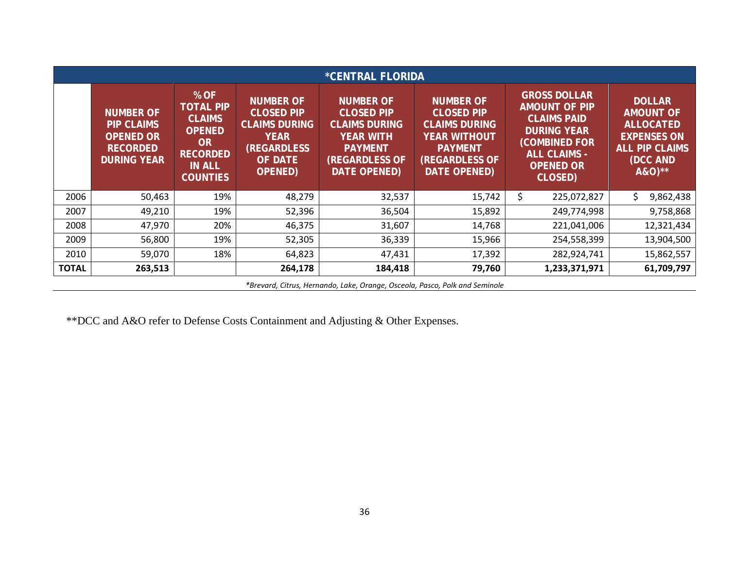| *CENTRAL FLORIDA | | | | | | | |
|---|---|---|---|---|---|---|---|
| | NUMBER OF PIP CLAIMS OPENED OR RECORDED DURING YEAR | % OF TOTAL PIP CLAIMS OPENED OR RECORDED IN ALL COUNTIES | NUMBER OF CLOSED PIP CLAIMS DURING YEAR (REGARDLESS OF DATE OPENED) | NUMBER OF CLOSED PIP CLAIMS DURING YEAR WITH PAYMENT (REGARDLESS OF DATE OPENED) | NUMBER OF CLOSED PIP CLAIMS DURING YEAR WITHOUT PAYMENT (REGARDLESS OF DATE OPENED) | GROSS DOLLAR AMOUNT OF PIP CLAIMS PAID DURING YEAR (COMBINED FOR ALL CLAIMS - OPENED OR CLOSED) | DOLLAR AMOUNT OF ALLOCATED EXPENSES ON ALL PIP CLAIMS (DCC AND A&O)** |
| 2006 | 50,463 | 19% | 48,279 | 32,537 | 15,742 | $ 225,072,827 | $ 9,862,438 |
| 2007 | 49,210 | 19% | 52,396 | 36,504 | 15,892 | 249,774,998 | 9,758,868 |
| 2008 | 47,970 | 20% | 46,375 | 31,607 | 14,768 | 221,041,006 | 12,321,434 |
| 2009 | 56,800 | 19% | 52,305 | 36,339 | 15,966 | 254,558,399 | 13,904,500 |
| 2010 | 59,070 | 18% | 64,823 | 47,431 | 17,392 | 282,924,741 | 15,862,557 |
| **TOTAL** | **263,513** | | **264,178** | **184,418** | **79,760** | **1,233,371,971** | **61,709,797** |

*\*Brevard, Citrus, Hernando, Lake, Orange, Osceola, Pasco, Polk and Seminole*

**DCC and A&O refer to Defense Costs Containment and Adjusting & Other Expenses.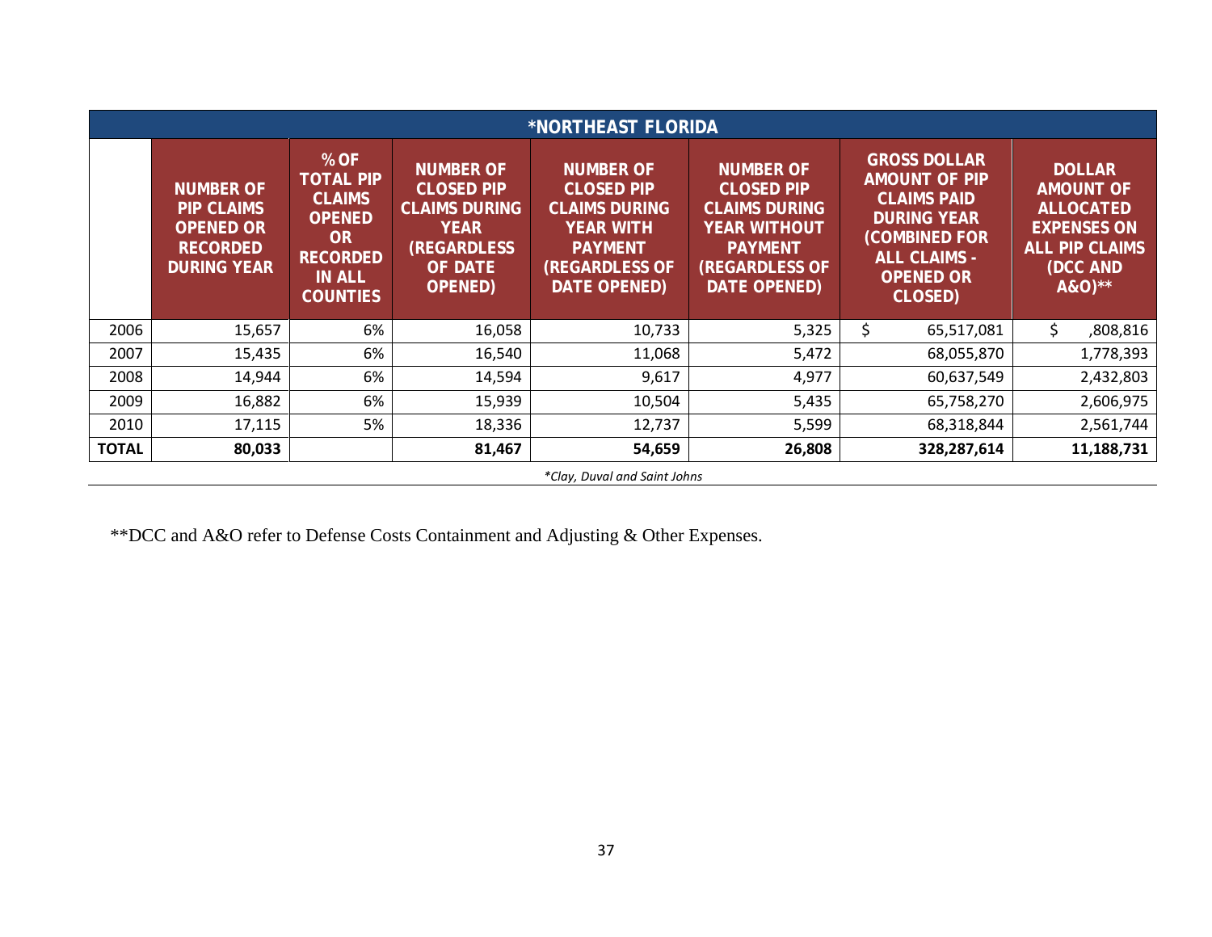| *NORTHEAST FLORIDA | | | | | | | |
|---|---|---|---|---|---|---|---|
| | **NUMBER OF PIP CLAIMS OPENED OR RECORDED DURING YEAR** | **% OF TOTAL PIP CLAIMS OPENED OR RECORDED IN ALL COUNTIES** | **NUMBER OF CLOSED PIP CLAIMS DURING YEAR (REGARDLESS OF DATE OPENED)** | **NUMBER OF CLOSED PIP CLAIMS DURING YEAR WITH PAYMENT (REGARDLESS OF DATE OPENED)** | **NUMBER OF CLOSED PIP CLAIMS DURING YEAR WITHOUT PAYMENT (REGARDLESS OF DATE OPENED)** | **GROSS DOLLAR AMOUNT OF PIP CLAIMS PAID DURING YEAR (COMBINED FOR ALL CLAIMS - OPENED OR CLOSED)** | **DOLLAR AMOUNT OF ALLOCATED EXPENSES ON ALL PIP CLAIMS (DCC AND A&O)**** |
| 2006 | 15,657 | 6% | 16,058 | 10,733 | 5,325 | $ 65,517,081 | $ ,808,816 |
| 2007 | 15,435 | 6% | 16,540 | 11,068 | 5,472 | 68,055,870 | 1,778,393 |
| 2008 | 14,944 | 6% | 14,594 | 9,617 | 4,977 | 60,637,549 | 2,432,803 |
| 2009 | 16,882 | 6% | 15,939 | 10,504 | 5,435 | 65,758,270 | 2,606,975 |
| 2010 | 17,115 | 5% | 18,336 | 12,737 | 5,599 | 68,318,844 | 2,561,744 |
| **TOTAL** | **80,033** | | **81,467** | **54,659** | **26,808** | **328,287,614** | **11,188,731** |

*\*Clay, Duval and Saint Johns*

**DCC and A&O refer to Defense Costs Containment and Adjusting & Other Expenses.